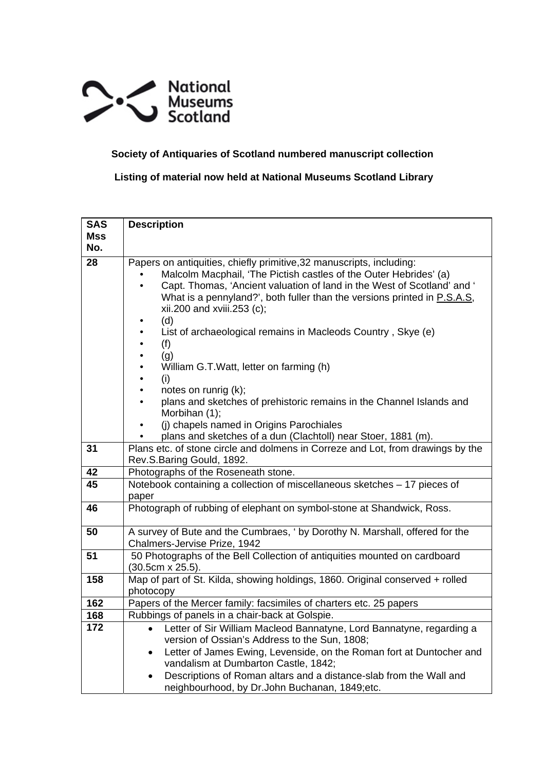National Museums Scotland

**Society of Antiquaries of Scotland numbered manuscript collection**

**Listing of material now held at National Museums Scotland Library**

| SAS Mss No. | Description |
|---|---|
| 28 | Papers on antiquities, chiefly primitive,32 manuscripts, including:<br>• Malcolm Macphail, 'The Pictish castles of the Outer Hebrides' (a)<br>• Capt. Thomas, 'Ancient valuation of land in the West of Scotland' and ' What is a pennyland?', both fuller than the versions printed in P.S.A.S, xii.200 and xviii.253 (c);<br>• (d)<br>• List of archaeological remains in Macleods Country , Skye (e)<br>• (f)<br>• (g)<br>• William G.T.Watt, letter on farming (h)<br>• (i)<br>• notes on runrig (k);<br>• plans and sketches of prehistoric remains in the Channel Islands and Morbihan (1);<br>• (j) chapels named in Origins Parochiales<br>• plans and sketches of a dun (Clachtoll) near Stoer, 1881 (m). |
| 31 | Plans etc. of stone circle and dolmens in Correze and Lot, from drawings by the Rev.S.Baring Gould, 1892. |
| 42 | Photographs of the Roseneath stone. |
| 45 | Notebook containing a collection of miscellaneous sketches – 17 pieces of paper |
| 46 | Photograph of rubbing of elephant on symbol-stone at Shandwick, Ross. |
| 50 | A survey of Bute and the Cumbraes, ' by Dorothy N. Marshall, offered for the Chalmers-Jervise Prize, 1942 |
| 51 | 50 Photographs of the Bell Collection of antiquities mounted on cardboard (30.5cm x 25.5). |
| 158 | Map of part of St. Kilda, showing holdings, 1860. Original conserved + rolled photocopy |
| 162 | Papers of the Mercer family: facsimiles of charters etc. 25 papers |
| 168 | Rubbings of panels in a chair-back at Golspie. |
| 172 | • Letter of Sir William Macleod Bannatyne, Lord Bannatyne, regarding a version of Ossian's Address to the Sun, 1808;<br>• Letter of James Ewing, Levenside, on the Roman fort at Duntocher and vandalism at Dumbarton Castle, 1842;<br>• Descriptions of Roman altars and a distance-slab from the Wall and neighbourhood, by Dr.John Buchanan, 1849;etc. |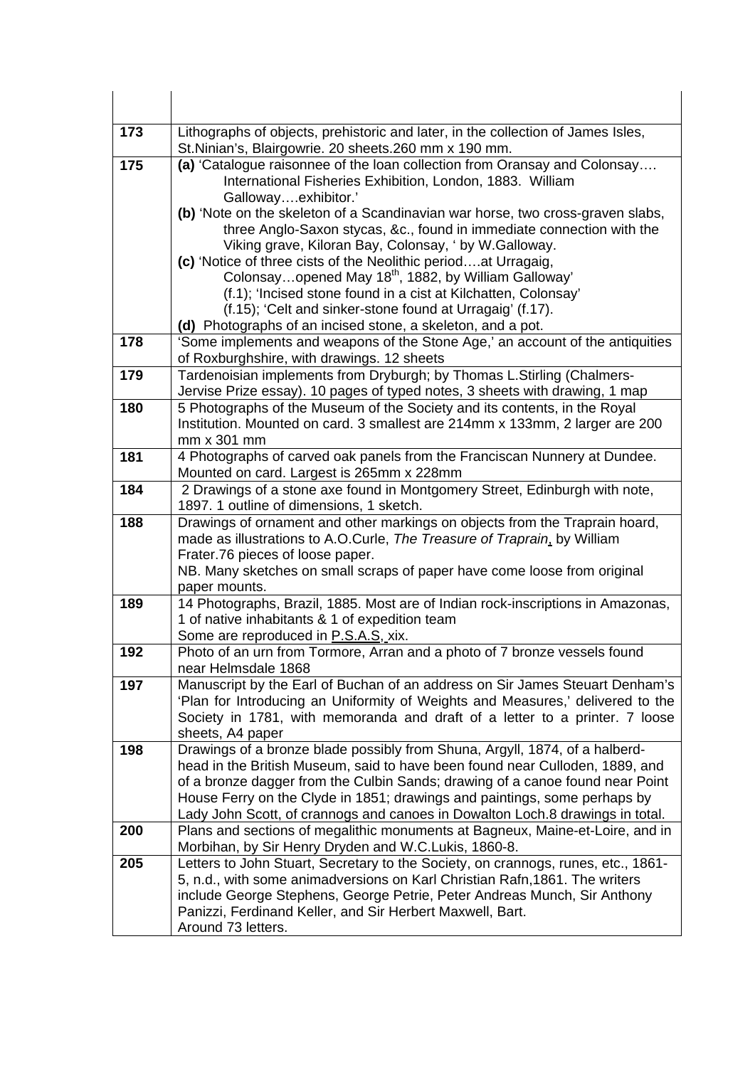| | |
|---|---|
| **173** | Lithographs of objects, prehistoric and later, in the collection of James Isles, St.Ninian's, Blairgowrie. 20 sheets.260 mm x 190 mm. |
| **175** | **(a)** 'Catalogue raisonnee of the loan collection from Oransay and Colonsay…. International Fisheries Exhibition, London, 1883. William Galloway….exhibitor.'<br>**(b)** 'Note on the skeleton of a Scandinavian war horse, two cross-graven slabs, three Anglo-Saxon stycas, &c., found in immediate connection with the Viking grave, Kiloran Bay, Colonsay, ' by W.Galloway.<br>**(c)** 'Notice of three cists of the Neolithic period….at Urragaig, Colonsay…opened May 18th, 1882, by William Galloway' (f.1); 'Incised stone found in a cist at Kilchatten, Colonsay' (f.15); 'Celt and sinker-stone found at Urragaig' (f.17).<br>**(d)** Photographs of an incised stone, a skeleton, and a pot. |
| **178** | 'Some implements and weapons of the Stone Age,' an account of the antiquities of Roxburghshire, with drawings. 12 sheets |
| **179** | Tardenoisian implements from Dryburgh; by Thomas L.Stirling (Chalmers-Jervise Prize essay). 10 pages of typed notes, 3 sheets with drawing, 1 map |
| **180** | 5 Photographs of the Museum of the Society and its contents, in the Royal Institution. Mounted on card. 3 smallest are 214mm x 133mm, 2 larger are 200 mm x 301 mm |
| **181** | 4 Photographs of carved oak panels from the Franciscan Nunnery at Dundee. Mounted on card. Largest is 265mm x 228mm |
| **184** | 2 Drawings of a stone axe found in Montgomery Street, Edinburgh with note, 1897. 1 outline of dimensions, 1 sketch. |
| **188** | Drawings of ornament and other markings on objects from the Traprain hoard, made as illustrations to A.O.Curle, *The Treasure of Traprain*, by William Frater.76 pieces of loose paper.<br>NB. Many sketches on small scraps of paper have come loose from original paper mounts. |
| **189** | 14 Photographs, Brazil, 1885. Most are of Indian rock-inscriptions in Amazonas, 1 of native inhabitants & 1 of expedition team<br>Some are reproduced in P.S.A.S, xix. |
| **192** | Photo of an urn from Tormore, Arran and a photo of 7 bronze vessels found near Helmsdale 1868 |
| **197** | Manuscript by the Earl of Buchan of an address on Sir James Steuart Denham's 'Plan for Introducing an Uniformity of Weights and Measures,' delivered to the Society in 1781, with memoranda and draft of a letter to a printer. 7 loose sheets, A4 paper |
| **198** | Drawings of a bronze blade possibly from Shuna, Argyll, 1874, of a halberd-head in the British Museum, said to have been found near Culloden, 1889, and of a bronze dagger from the Culbin Sands; drawing of a canoe found near Point House Ferry on the Clyde in 1851; drawings and paintings, some perhaps by Lady John Scott, of crannogs and canoes in Dowalton Loch.8 drawings in total. |
| **200** | Plans and sections of megalithic monuments at Bagneux, Maine-et-Loire, and in Morbihan, by Sir Henry Dryden and W.C.Lukis, 1860-8. |
| **205** | Letters to John Stuart, Secretary to the Society, on crannogs, runes, etc., 1861-5, n.d., with some animadversions on Karl Christian Rafn,1861. The writers include George Stephens, George Petrie, Peter Andreas Munch, Sir Anthony Panizzi, Ferdinand Keller, and Sir Herbert Maxwell, Bart.<br>Around 73 letters. |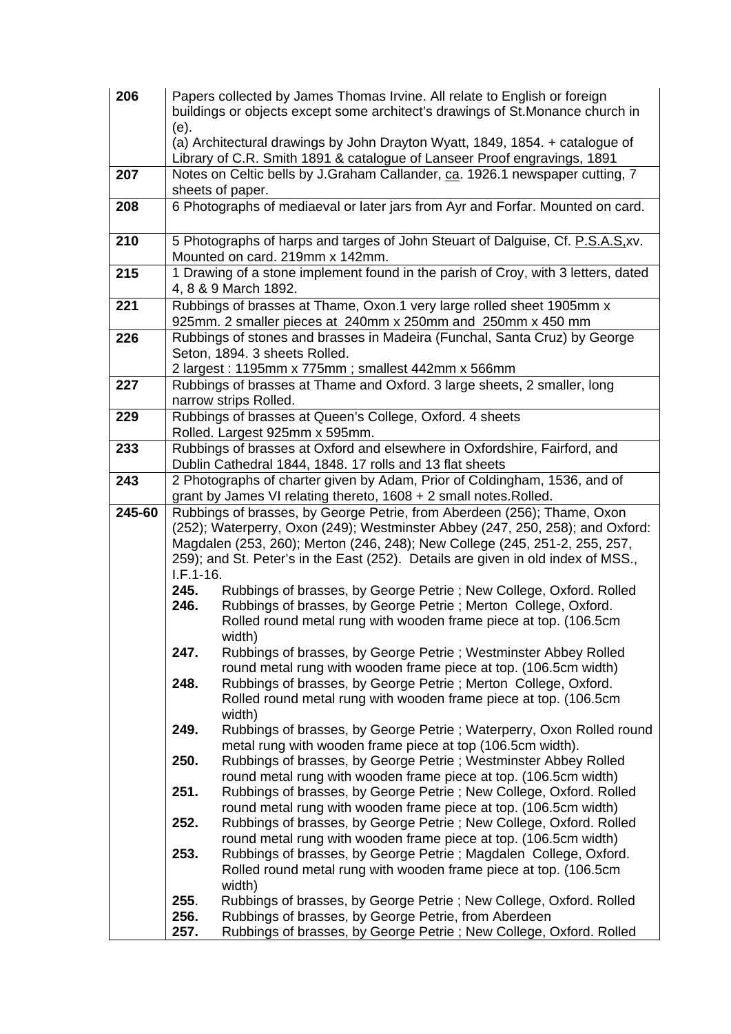| | |
|---|---|
| **206** | Papers collected by James Thomas Irvine. All relate to English or foreign buildings or objects except some architect's drawings of St.Monance church in (e).<br>(a) Architectural drawings by John Drayton Wyatt, 1849, 1854. + catalogue of Library of C.R. Smith 1891 & catalogue of Lanseer Proof engravings, 1891 |
| **207** | Notes on Celtic bells by J.Graham Callander, ca. 1926.1 newspaper cutting, 7 sheets of paper. |
| **208** | 6 Photographs of mediaeval or later jars from Ayr and Forfar. Mounted on card. |
| **210** | 5 Photographs of harps and targes of John Steuart of Dalguise, Cf. P.S.A.S,xv. Mounted on card. 219mm x 142mm. |
| **215** | 1 Drawing of a stone implement found in the parish of Croy, with 3 letters, dated 4, 8 & 9 March 1892. |
| **221** | Rubbings of brasses at Thame, Oxon.1 very large rolled sheet 1905mm x 925mm. 2 smaller pieces at 240mm x 250mm and 250mm x 450 mm |
| **226** | Rubbings of stones and brasses in Madeira (Funchal, Santa Cruz) by George Seton, 1894. 3 sheets Rolled.<br>2 largest : 1195mm x 775mm ; smallest 442mm x 566mm |
| **227** | Rubbings of brasses at Thame and Oxford. 3 large sheets, 2 smaller, long narrow strips Rolled. |
| **229** | Rubbings of brasses at Queen's College, Oxford. 4 sheets<br>Rolled. Largest 925mm x 595mm. |
| **233** | Rubbings of brasses at Oxford and elsewhere in Oxfordshire, Fairford, and Dublin Cathedral 1844, 1848. 17 rolls and 13 flat sheets |
| **243** | 2 Photographs of charter given by Adam, Prior of Coldingham, 1536, and of grant by James VI relating thereto, 1608 + 2 small notes.Rolled. |
| **245-60** | Rubbings of brasses, by George Petrie, from Aberdeen (256); Thame, Oxon (252); Waterperry, Oxon (249); Westminster Abbey (247, 250, 258); and Oxford: Magdalen (253, 260); Merton (246, 248); New College (245, 251-2, 255, 257, 259); and St. Peter's in the East (252). Details are given in old index of MSS., I.F.1-16.<br>**245.** Rubbings of brasses, by George Petrie ; New College, Oxford. Rolled<br>**246.** Rubbings of brasses, by George Petrie ; Merton College, Oxford. Rolled round metal rung with wooden frame piece at top. (106.5cm width)<br>**247.** Rubbings of brasses, by George Petrie ; Westminster Abbey Rolled round metal rung with wooden frame piece at top. (106.5cm width)<br>**248.** Rubbings of brasses, by George Petrie ; Merton College, Oxford. Rolled round metal rung with wooden frame piece at top. (106.5cm width)<br>**249.** Rubbings of brasses, by George Petrie ; Waterperry, Oxon Rolled round metal rung with wooden frame piece at top (106.5cm width).<br>**250.** Rubbings of brasses, by George Petrie ; Westminster Abbey Rolled round metal rung with wooden frame piece at top. (106.5cm width)<br>**251.** Rubbings of brasses, by George Petrie ; New College, Oxford. Rolled round metal rung with wooden frame piece at top. (106.5cm width)<br>**252.** Rubbings of brasses, by George Petrie ; New College, Oxford. Rolled round metal rung with wooden frame piece at top. (106.5cm width)<br>**253.** Rubbings of brasses, by George Petrie ; Magdalen College, Oxford. Rolled round metal rung with wooden frame piece at top. (106.5cm width)<br>**255**. Rubbings of brasses, by George Petrie ; New College, Oxford. Rolled<br>**256.** Rubbings of brasses, by George Petrie, from Aberdeen<br>**257.** Rubbings of brasses, by George Petrie ; New College, Oxford. Rolled |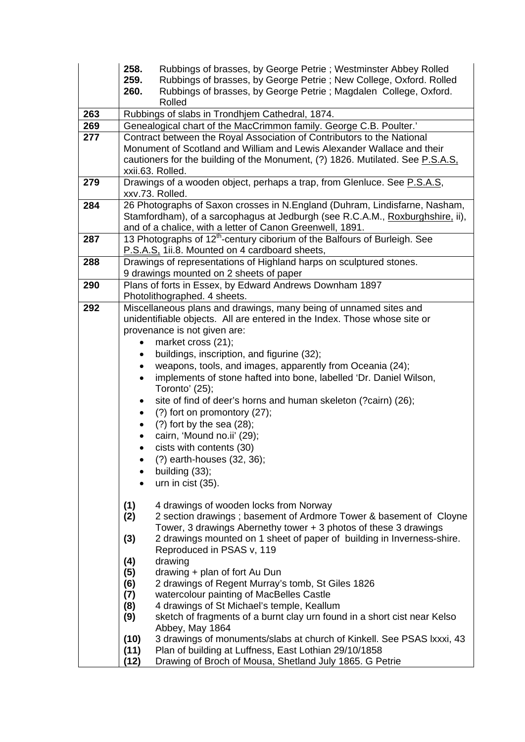| | |
|---|---|
| | **258.** Rubbings of brasses, by George Petrie ; Westminster Abbey Rolled<br>**259.** Rubbings of brasses, by George Petrie ; New College, Oxford. Rolled<br>**260.** Rubbings of brasses, by George Petrie ; Magdalen College, Oxford. Rolled |
| **263** | Rubbings of slabs in Trondhjem Cathedral, 1874. |
| **269** | Genealogical chart of the MacCrimmon family. George C.B. Poulter.' |
| **277** | Contract between the Royal Association of Contributors to the National Monument of Scotland and William and Lewis Alexander Wallace and their cautioners for the building of the Monument, (?) 1826. Mutilated. See P.S.A.S, xxii.63. Rolled. |
| **279** | Drawings of a wooden object, perhaps a trap, from Glenluce. See P.S.A.S, xxv.73. Rolled. |
| **284** | 26 Photographs of Saxon crosses in N.England (Duhram, Lindisfarne, Nasham, Stamfordham), of a sarcophagus at Jedburgh (see R.C.A.M., Roxburghshire, ii), and of a chalice, with a letter of Canon Greenwell, 1891. |
| **287** | 13 Photographs of 12th-century ciborium of the Balfours of Burleigh. See P.S.A.S, 1ii.8. Mounted on 4 cardboard sheets, |
| **288** | Drawings of representations of Highland harps on sculptured stones.<br>9 drawings mounted on 2 sheets of paper |
| **290** | Plans of forts in Essex, by Edward Andrews Downham 1897<br>Photolithographed. 4 sheets. |
| **292** | Miscellaneous plans and drawings, many being of unnamed sites and unidentifiable objects. All are entered in the Index. Those whose site or provenance is not given are:<br>• market cross (21);<br>• buildings, inscription, and figurine (32);<br>• weapons, tools, and images, apparently from Oceania (24);<br>• implements of stone hafted into bone, labelled 'Dr. Daniel Wilson, Toronto' (25);<br>• site of find of deer's horns and human skeleton (?cairn) (26);<br>• (?) fort on promontory (27);<br>• (?) fort by the sea (28);<br>• cairn, 'Mound no.ii' (29);<br>• cists with contents (30)<br>• (?) earth-houses (32, 36);<br>• building (33);<br>• urn in cist (35).<br><br>**(1)** 4 drawings of wooden locks from Norway<br>**(2)** 2 section drawings ; basement of Ardmore Tower & basement of Cloyne Tower, 3 drawings Abernethy tower + 3 photos of these 3 drawings<br>**(3)** 2 drawings mounted on 1 sheet of paper of building in Inverness-shire. Reproduced in PSAS v, 119<br>**(4)** drawing<br>**(5)** drawing + plan of fort Au Dun<br>**(6)** 2 drawings of Regent Murray's tomb, St Giles 1826<br>**(7)** watercolour painting of MacBelles Castle<br>**(8)** 4 drawings of St Michael's temple, Keallum<br>**(9)** sketch of fragments of a burnt clay urn found in a short cist near Kelso Abbey, May 1864<br>**(10)** 3 drawings of monuments/slabs at church of Kinkell. See PSAS lxxxi, 43<br>**(11)** Plan of building at Luffness, East Lothian 29/10/1858<br>**(12)** Drawing of Broch of Mousa, Shetland July 1865. G Petrie |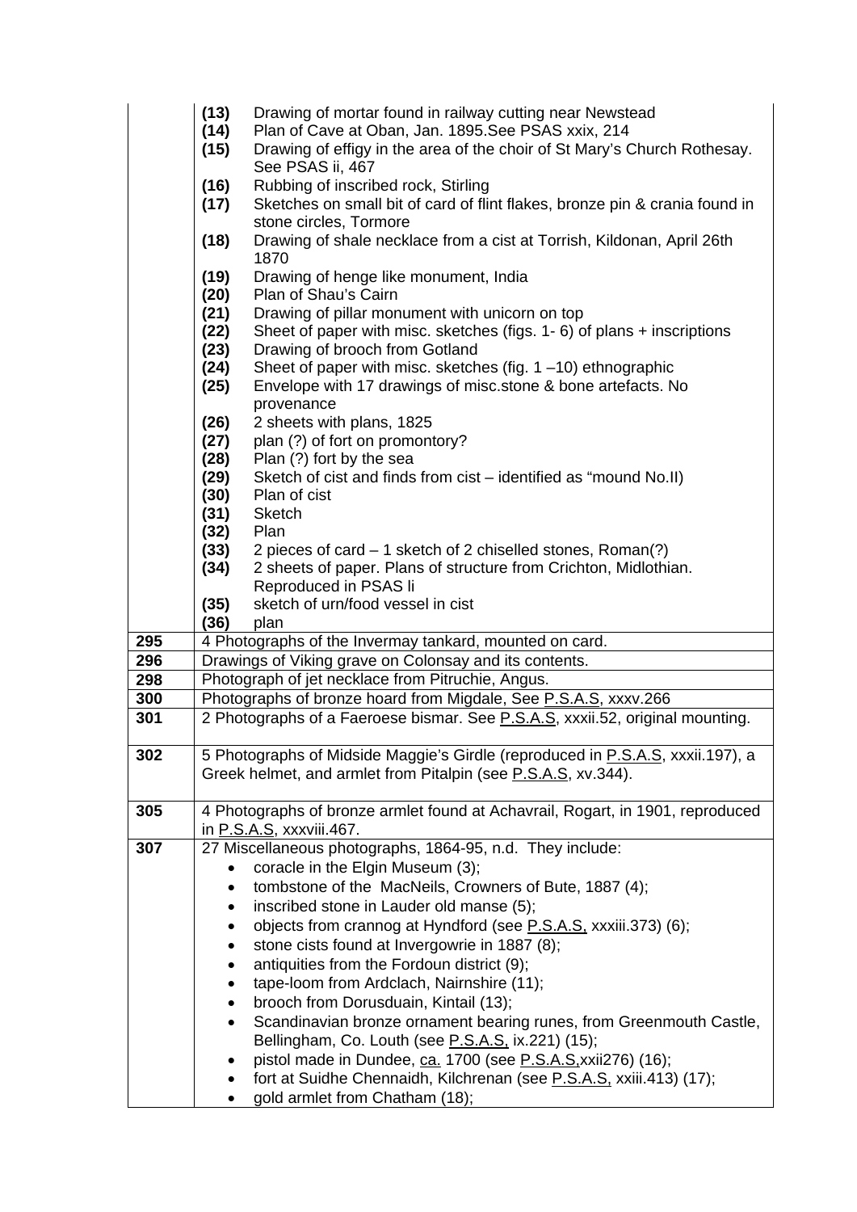| | |
|---|---|
| | **(13)** Drawing of mortar found in railway cutting near Newstead<br>**(14)** Plan of Cave at Oban, Jan. 1895.See PSAS xxix, 214<br>**(15)** Drawing of effigy in the area of the choir of St Mary's Church Rothesay. See PSAS ii, 467<br>**(16)** Rubbing of inscribed rock, Stirling<br>**(17)** Sketches on small bit of card of flint flakes, bronze pin & crania found in stone circles, Tormore<br>**(18)** Drawing of shale necklace from a cist at Torrish, Kildonan, April 26th 1870<br>**(19)** Drawing of henge like monument, India<br>**(20)** Plan of Shau's Cairn<br>**(21)** Drawing of pillar monument with unicorn on top<br>**(22)** Sheet of paper with misc. sketches (figs. 1- 6) of plans + inscriptions<br>**(23)** Drawing of brooch from Gotland<br>**(24)** Sheet of paper with misc. sketches (fig. 1 –10) ethnographic<br>**(25)** Envelope with 17 drawings of misc.stone & bone artefacts. No provenance<br>**(26)** 2 sheets with plans, 1825<br>**(27)** plan (?) of fort on promontory?<br>**(28)** Plan (?) fort by the sea<br>**(29)** Sketch of cist and finds from cist – identified as "mound No.II)<br>**(30)** Plan of cist<br>**(31)** Sketch<br>**(32)** Plan<br>**(33)** 2 pieces of card – 1 sketch of 2 chiselled stones, Roman(?)<br>**(34)** 2 sheets of paper. Plans of structure from Crichton, Midlothian. Reproduced in PSAS li<br>**(35)** sketch of urn/food vessel in cist<br>**(36)** plan |
| **295** | 4 Photographs of the Invermay tankard, mounted on card. |
| **296** | Drawings of Viking grave on Colonsay and its contents. |
| **298** | Photograph of jet necklace from Pitruchie, Angus. |
| **300** | Photographs of bronze hoard from Migdale, See P.S.A.S, xxxv.266 |
| **301** | 2 Photographs of a Faeroese bismar. See P.S.A.S, xxxii.52, original mounting. |
| **302** | 5 Photographs of Midside Maggie's Girdle (reproduced in P.S.A.S, xxxii.197), a Greek helmet, and armlet from Pitalpin (see P.S.A.S, xv.344). |
| **305** | 4 Photographs of bronze armlet found at Achavrail, Rogart, in 1901, reproduced in P.S.A.S, xxxviii.467. |
| **307** | 27 Miscellaneous photographs, 1864-95, n.d. They include:<br>• coracle in the Elgin Museum (3);<br>• tombstone of the MacNeils, Crowners of Bute, 1887 (4);<br>• inscribed stone in Lauder old manse (5);<br>• objects from crannog at Hyndford (see P.S.A.S, xxxiii.373) (6);<br>• stone cists found at Invergowrie in 1887 (8);<br>• antiquities from the Fordoun district (9);<br>• tape-loom from Ardclach, Nairnshire (11);<br>• brooch from Dorusduain, Kintail (13);<br>• Scandinavian bronze ornament bearing runes, from Greenmouth Castle, Bellingham, Co. Louth (see P.S.A.S, ix.221) (15);<br>• pistol made in Dundee, ca. 1700 (see P.S.A.S,xxii276) (16);<br>• fort at Suidhe Chennaidh, Kilchrenan (see P.S.A.S, xxiii.413) (17);<br>• gold armlet from Chatham (18); |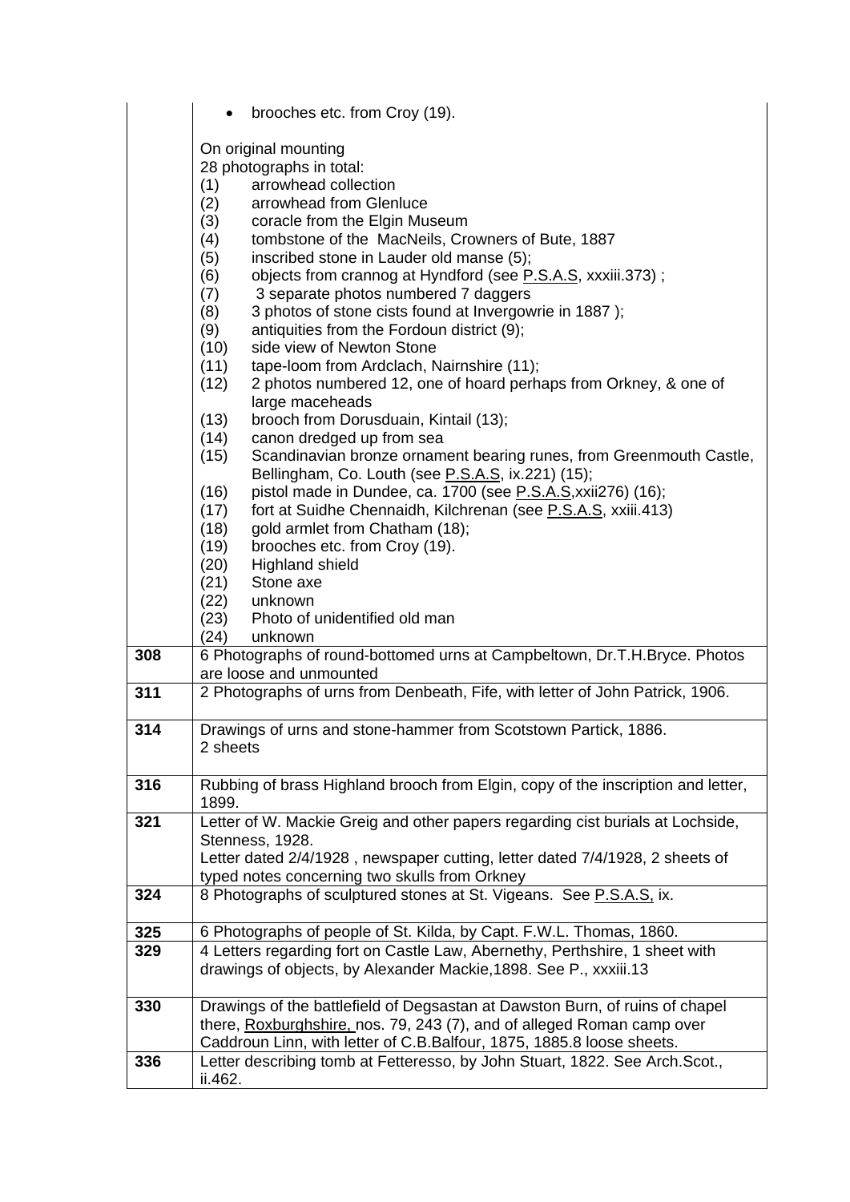| | |
|---|---|
| | • brooches etc. from Croy (19).<br><br>On original mounting<br>28 photographs in total:<br>(1) arrowhead collection<br>(2) arrowhead from Glenluce<br>(3) coracle from the Elgin Museum<br>(4) tombstone of the MacNeils, Crowners of Bute, 1887<br>(5) inscribed stone in Lauder old manse (5);<br>(6) objects from crannog at Hyndford (see P.S.A.S, xxxiii.373) ;<br>(7) 3 separate photos numbered 7 daggers<br>(8) 3 photos of stone cists found at Invergowrie in 1887 );<br>(9) antiquities from the Fordoun district (9);<br>(10) side view of Newton Stone<br>(11) tape-loom from Ardclach, Nairnshire (11);<br>(12) 2 photos numbered 12, one of hoard perhaps from Orkney, & one of large maceheads<br>(13) brooch from Dorusduain, Kintail (13);<br>(14) canon dredged up from sea<br>(15) Scandinavian bronze ornament bearing runes, from Greenmouth Castle, Bellingham, Co. Louth (see P.S.A.S, ix.221) (15);<br>(16) pistol made in Dundee, ca. 1700 (see P.S.A.S,xxii276) (16);<br>(17) fort at Suidhe Chennaidh, Kilchrenan (see P.S.A.S, xxiii.413)<br>(18) gold armlet from Chatham (18);<br>(19) brooches etc. from Croy (19).<br>(20) Highland shield<br>(21) Stone axe<br>(22) unknown<br>(23) Photo of unidentified old man<br>(24) unknown |
| **308** | 6 Photographs of round-bottomed urns at Campbeltown, Dr.T.H.Bryce. Photos are loose and unmounted |
| **311** | 2 Photographs of urns from Denbeath, Fife, with letter of John Patrick, 1906. |
| **314** | Drawings of urns and stone-hammer from Scotstown Partick, 1886.<br>2 sheets |
| **316** | Rubbing of brass Highland brooch from Elgin, copy of the inscription and letter, 1899. |
| **321** | Letter of W. Mackie Greig and other papers regarding cist burials at Lochside, Stenness, 1928.<br>Letter dated 2/4/1928 , newspaper cutting, letter dated 7/4/1928, 2 sheets of typed notes concerning two skulls from Orkney |
| **324** | 8 Photographs of sculptured stones at St. Vigeans. See P.S.A.S, ix. |
| **325** | 6 Photographs of people of St. Kilda, by Capt. F.W.L. Thomas, 1860. |
| **329** | 4 Letters regarding fort on Castle Law, Abernethy, Perthshire, 1 sheet with drawings of objects, by Alexander Mackie,1898. See P., xxxiii.13 |
| **330** | Drawings of the battlefield of Degsastan at Dawston Burn, of ruins of chapel there, Roxburghshire, nos. 79, 243 (7), and of alleged Roman camp over Caddroun Linn, with letter of C.B.Balfour, 1875, 1885.8 loose sheets. |
| **336** | Letter describing tomb at Fetteresso, by John Stuart, 1822. See Arch.Scot., ii.462. |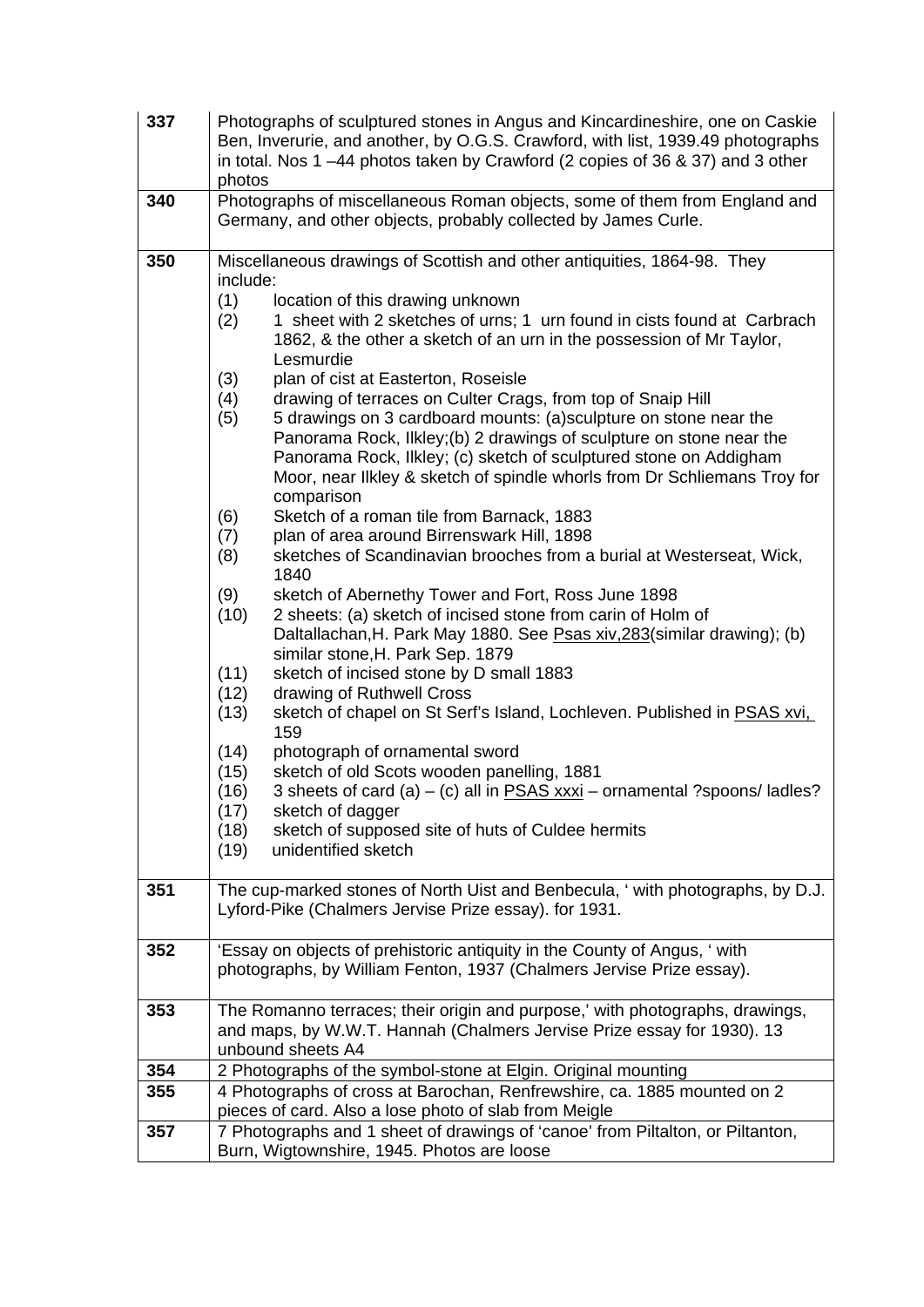| | |
|---|---|
| 337 | Photographs of sculptured stones in Angus and Kincardineshire, one on Caskie Ben, Inverurie, and another, by O.G.S. Crawford, with list, 1939.49 photographs in total. Nos 1 –44 photos taken by Crawford (2 copies of 36 & 37) and 3 other photos |
| 340 | Photographs of miscellaneous Roman objects, some of them from England and Germany, and other objects, probably collected by James Curle. |
| 350 | Miscellaneous drawings of Scottish and other antiquities, 1864-98. They include:<br>(1) location of this drawing unknown<br>(2) 1 sheet with 2 sketches of urns; 1 urn found in cists found at Carbrach 1862, & the other a sketch of an urn in the possession of Mr Taylor, Lesmurdie<br>(3) plan of cist at Easterton, Roseisle<br>(4) drawing of terraces on Culter Crags, from top of Snaip Hill<br>(5) 5 drawings on 3 cardboard mounts: (a)sculpture on stone near the Panorama Rock, Ilkley;(b) 2 drawings of sculpture on stone near the Panorama Rock, Ilkley; (c) sketch of sculptured stone on Addigham Moor, near Ilkley & sketch of spindle whorls from Dr Schliemans Troy for comparison<br>(6) Sketch of a roman tile from Barnack, 1883<br>(7) plan of area around Birrenswark Hill, 1898<br>(8) sketches of Scandinavian brooches from a burial at Westerseat, Wick, 1840<br>(9) sketch of Abernethy Tower and Fort, Ross June 1898<br>(10) 2 sheets: (a) sketch of incised stone from carin of Holm of Daltallachan,H. Park May 1880. See Psas xiv,283(similar drawing); (b) similar stone,H. Park Sep. 1879<br>(11) sketch of incised stone by D small 1883<br>(12) drawing of Ruthwell Cross<br>(13) sketch of chapel on St Serf's Island, Lochleven. Published in PSAS xvi, 159<br>(14) photograph of ornamental sword<br>(15) sketch of old Scots wooden panelling, 1881<br>(16) 3 sheets of card (a) – (c) all in PSAS xxxi – ornamental ?spoons/ ladles?<br>(17) sketch of dagger<br>(18) sketch of supposed site of huts of Culdee hermits<br>(19) unidentified sketch |
| 351 | The cup-marked stones of North Uist and Benbecula, ' with photographs, by D.J. Lyford-Pike (Chalmers Jervise Prize essay). for 1931. |
| 352 | 'Essay on objects of prehistoric antiquity in the County of Angus, ' with photographs, by William Fenton, 1937 (Chalmers Jervise Prize essay). |
| 353 | The Romanno terraces; their origin and purpose,' with photographs, drawings, and maps, by W.W.T. Hannah (Chalmers Jervise Prize essay for 1930). 13 unbound sheets A4 |
| 354 | 2 Photographs of the symbol-stone at Elgin. Original mounting |
| 355 | 4 Photographs of cross at Barochan, Renfrewshire, ca. 1885 mounted on 2 pieces of card. Also a lose photo of slab from Meigle |
| 357 | 7 Photographs and 1 sheet of drawings of 'canoe' from Piltalton, or Piltanton, Burn, Wigtownshire, 1945. Photos are loose |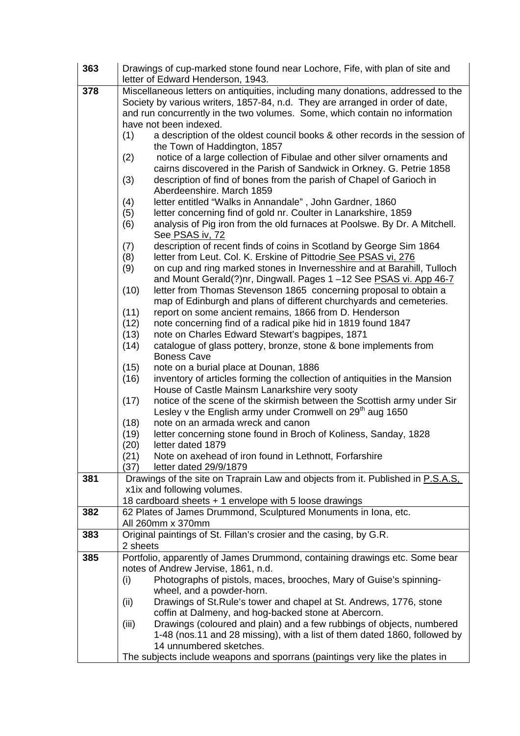| | |
|---|---|
| **363** | Drawings of cup-marked stone found near Lochore, Fife, with plan of site and letter of Edward Henderson, 1943. |
| **378** | Miscellaneous letters on antiquities, including many donations, addressed to the Society by various writers, 1857-84, n.d. They are arranged in order of date, and run concurrently in the two volumes. Some, which contain no information have not been indexed.<br>(1) a description of the oldest council books & other records in the session of the Town of Haddington, 1857<br>(2) notice of a large collection of Fibulae and other silver ornaments and cairns discovered in the Parish of Sandwick in Orkney. G. Petrie 1858<br>(3) description of find of bones from the parish of Chapel of Garioch in Aberdeenshire. March 1859<br>(4) letter entitled "Walks in Annandale" , John Gardner, 1860<br>(5) letter concerning find of gold nr. Coulter in Lanarkshire, 1859<br>(6) analysis of Pig iron from the old furnaces at Poolswe. By Dr. A Mitchell. See PSAS iv, 72<br>(7) description of recent finds of coins in Scotland by George Sim 1864<br>(8) letter from Leut. Col. K. Erskine of Pittodrie See PSAS vi, 276<br>(9) on cup and ring marked stones in Invernesshire and at Barahill, Tulloch and Mount Gerald(?)nr, Dingwall. Pages 1 –12 See PSAS vi. App 46-7<br>(10) letter from Thomas Stevenson 1865 concerning proposal to obtain a map of Edinburgh and plans of different churchyards and cemeteries.<br>(11) report on some ancient remains, 1866 from D. Henderson<br>(12) note concerning find of a radical pike hid in 1819 found 1847<br>(13) note on Charles Edward Stewart's bagpipes, 1871<br>(14) catalogue of glass pottery, bronze, stone & bone implements from Boness Cave<br>(15) note on a burial place at Dounan, 1886<br>(16) inventory of articles forming the collection of antiquities in the Mansion House of Castle Mainsm Lanarkshire very sooty<br>(17) notice of the scene of the skirmish between the Scottish army under Sir Lesley v the English army under Cromwell on 29th aug 1650<br>(18) note on an armada wreck and canon<br>(19) letter concerning stone found in Broch of Koliness, Sanday, 1828<br>(20) letter dated 1879<br>(21) Note on axehead of iron found in Lethnott, Forfarshire<br>(37) letter dated 29/9/1879 |
| **381** | Drawings of the site on Traprain Law and objects from it. Published in P.S.A.S, x1ix and following volumes.<br>18 cardboard sheets + 1 envelope with 5 loose drawings |
| **382** | 62 Plates of James Drummond, Sculptured Monuments in Iona, etc.<br>All 260mm x 370mm |
| **383** | Original paintings of St. Fillan's crosier and the casing, by G.R.<br>2 sheets |
| **385** | Portfolio, apparently of James Drummond, containing drawings etc. Some bear notes of Andrew Jervise, 1861, n.d.<br>(i) Photographs of pistols, maces, brooches, Mary of Guise's spinning-wheel, and a powder-horn.<br>(ii) Drawings of St.Rule's tower and chapel at St. Andrews, 1776, stone coffin at Dalmeny, and hog-backed stone at Abercorn.<br>(iii) Drawings (coloured and plain) and a few rubbings of objects, numbered 1-48 (nos.11 and 28 missing), with a list of them dated 1860, followed by 14 unnumbered sketches.<br>The subjects include weapons and sporrans (paintings very like the plates in |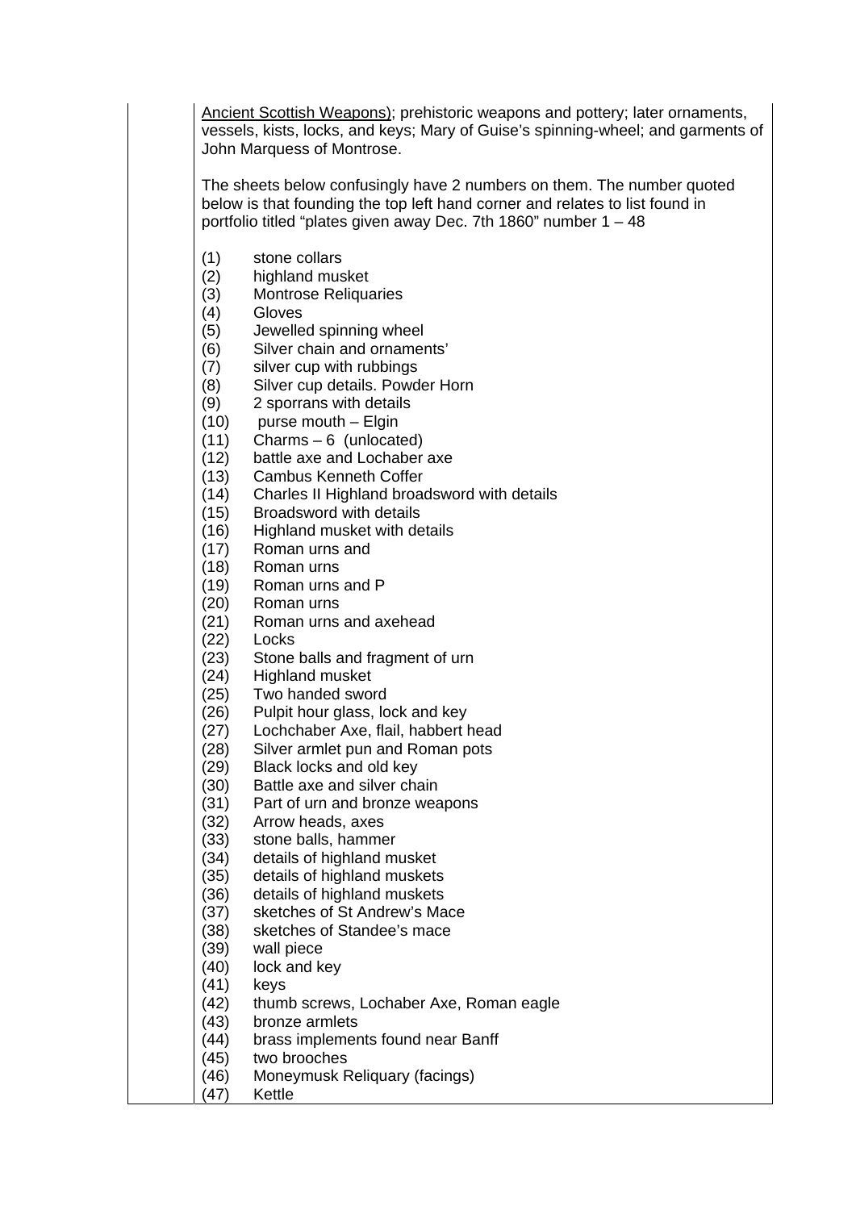Ancient Scottish Weapons); prehistoric weapons and pottery; later ornaments, vessels, kists, locks, and keys; Mary of Guise's spinning-wheel; and garments of John Marquess of Montrose.

The sheets below confusingly have 2 numbers on them. The number quoted below is that founding the top left hand corner and relates to list found in portfolio titled "plates given away Dec. 7th 1860" number 1 – 48

(1) stone collars
(2) highland musket
(3) Montrose Reliquaries
(4) Gloves
(5) Jewelled spinning wheel
(6) Silver chain and ornaments'
(7) silver cup with rubbings
(8) Silver cup details. Powder Horn
(9) 2 sporrans with details
(10) purse mouth – Elgin
(11) Charms – 6 (unlocated)
(12) battle axe and Lochaber axe
(13) Cambus Kenneth Coffer
(14) Charles II Highland broadsword with details
(15) Broadsword with details
(16) Highland musket with details
(17) Roman urns and
(18) Roman urns
(19) Roman urns and P
(20) Roman urns
(21) Roman urns and axehead
(22) Locks
(23) Stone balls and fragment of urn
(24) Highland musket
(25) Two handed sword
(26) Pulpit hour glass, lock and key
(27) Lochchaber Axe, flail, habbert head
(28) Silver armlet pun and Roman pots
(29) Black locks and old key
(30) Battle axe and silver chain
(31) Part of urn and bronze weapons
(32) Arrow heads, axes
(33) stone balls, hammer
(34) details of highland musket
(35) details of highland muskets
(36) details of highland muskets
(37) sketches of St Andrew's Mace
(38) sketches of Standee's mace
(39) wall piece
(40) lock and key
(41) keys
(42) thumb screws, Lochaber Axe, Roman eagle
(43) bronze armlets
(44) brass implements found near Banff
(45) two brooches
(46) Moneymusk Reliquary (facings)
(47) Kettle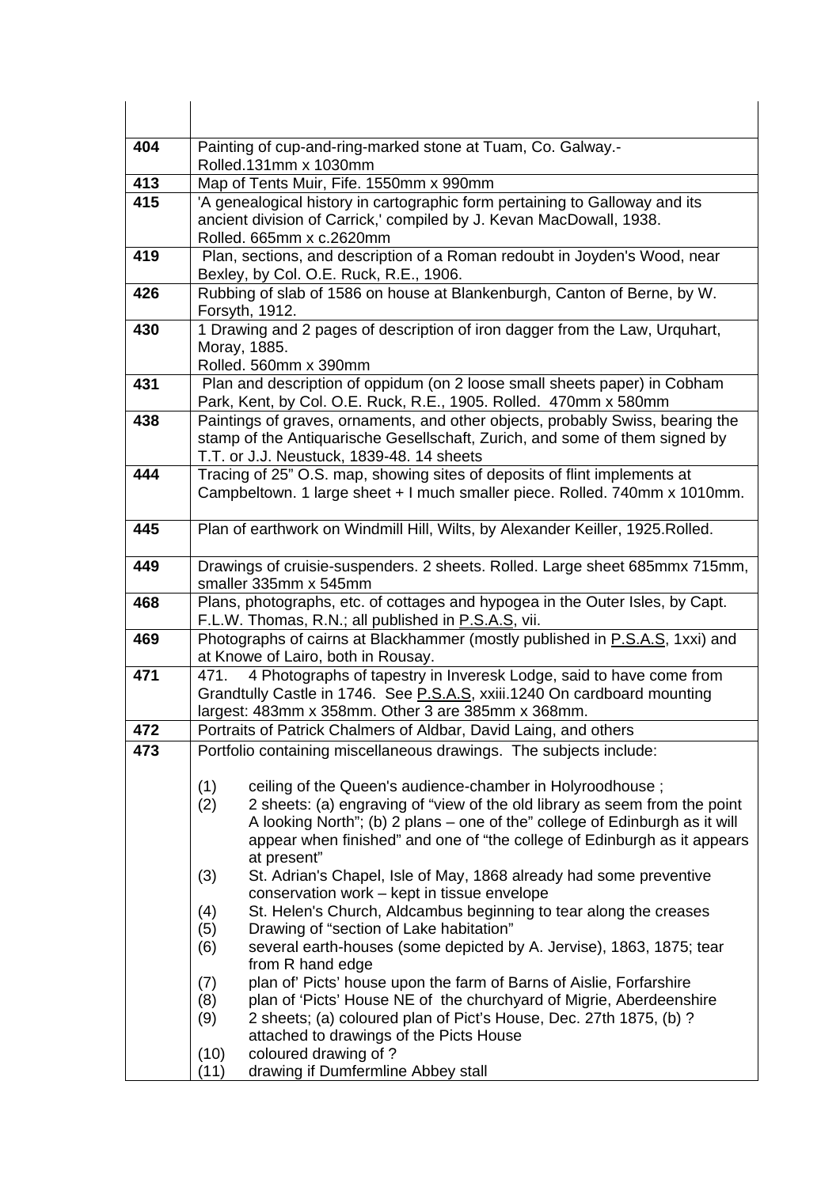| | |
|---|---|
| 404 | Painting of cup-and-ring-marked stone at Tuam, Co. Galway.-<br>Rolled.131mm x 1030mm |
| 413 | Map of Tents Muir, Fife. 1550mm x 990mm |
| 415 | 'A genealogical history in cartographic form pertaining to Galloway and its ancient division of Carrick,' compiled by J. Kevan MacDowall, 1938.<br>Rolled. 665mm x c.2620mm |
| 419 | Plan, sections, and description of a Roman redoubt in Joyden's Wood, near Bexley, by Col. O.E. Ruck, R.E., 1906. |
| 426 | Rubbing of slab of 1586 on house at Blankenburgh, Canton of Berne, by W. Forsyth, 1912. |
| 430 | 1 Drawing and 2 pages of description of iron dagger from the Law, Urquhart, Moray, 1885.<br>Rolled. 560mm x 390mm |
| 431 | Plan and description of oppidum (on 2 loose small sheets paper) in Cobham Park, Kent, by Col. O.E. Ruck, R.E., 1905. Rolled. 470mm x 580mm |
| 438 | Paintings of graves, ornaments, and other objects, probably Swiss, bearing the stamp of the Antiquarische Gesellschaft, Zurich, and some of them signed by T.T. or J.J. Neustuck, 1839-48. 14 sheets |
| 444 | Tracing of 25" O.S. map, showing sites of deposits of flint implements at Campbeltown. 1 large sheet + I much smaller piece. Rolled. 740mm x 1010mm. |
| 445 | Plan of earthwork on Windmill Hill, Wilts, by Alexander Keiller, 1925.Rolled. |
| 449 | Drawings of cruisie-suspenders. 2 sheets. Rolled. Large sheet 685mmx 715mm, smaller 335mm x 545mm |
| 468 | Plans, photographs, etc. of cottages and hypogea in the Outer Isles, by Capt. F.L.W. Thomas, R.N.; all published in P.S.A.S, vii. |
| 469 | Photographs of cairns at Blackhammer (mostly published in P.S.A.S, 1xxi) and at Knowe of Lairo, both in Rousay. |
| 471 | 471. 4 Photographs of tapestry in Inveresk Lodge, said to have come from Grandtully Castle in 1746. See P.S.A.S, xxiii.1240 On cardboard mounting largest: 483mm x 358mm. Other 3 are 385mm x 368mm. |
| 472 | Portraits of Patrick Chalmers of Aldbar, David Laing, and others |
| 473 | Portfolio containing miscellaneous drawings. The subjects include:<br><br>(1) ceiling of the Queen's audience-chamber in Holyroodhouse ;<br>(2) 2 sheets: (a) engraving of "view of the old library as seem from the point A looking North"; (b) 2 plans – one of the" college of Edinburgh as it will appear when finished" and one of "the college of Edinburgh as it appears at present"<br>(3) St. Adrian's Chapel, Isle of May, 1868 already had some preventive conservation work – kept in tissue envelope<br>(4) St. Helen's Church, Aldcambus beginning to tear along the creases<br>(5) Drawing of "section of Lake habitation"<br>(6) several earth-houses (some depicted by A. Jervise), 1863, 1875; tear from R hand edge<br>(7) plan of' Picts' house upon the farm of Barns of Aislie, Forfarshire<br>(8) plan of 'Picts' House NE of the churchyard of Migrie, Aberdeenshire<br>(9) 2 sheets; (a) coloured plan of Pict's House, Dec. 27th 1875, (b) ? attached to drawings of the Picts House<br>(10) coloured drawing of ?<br>(11) drawing if Dumfermline Abbey stall |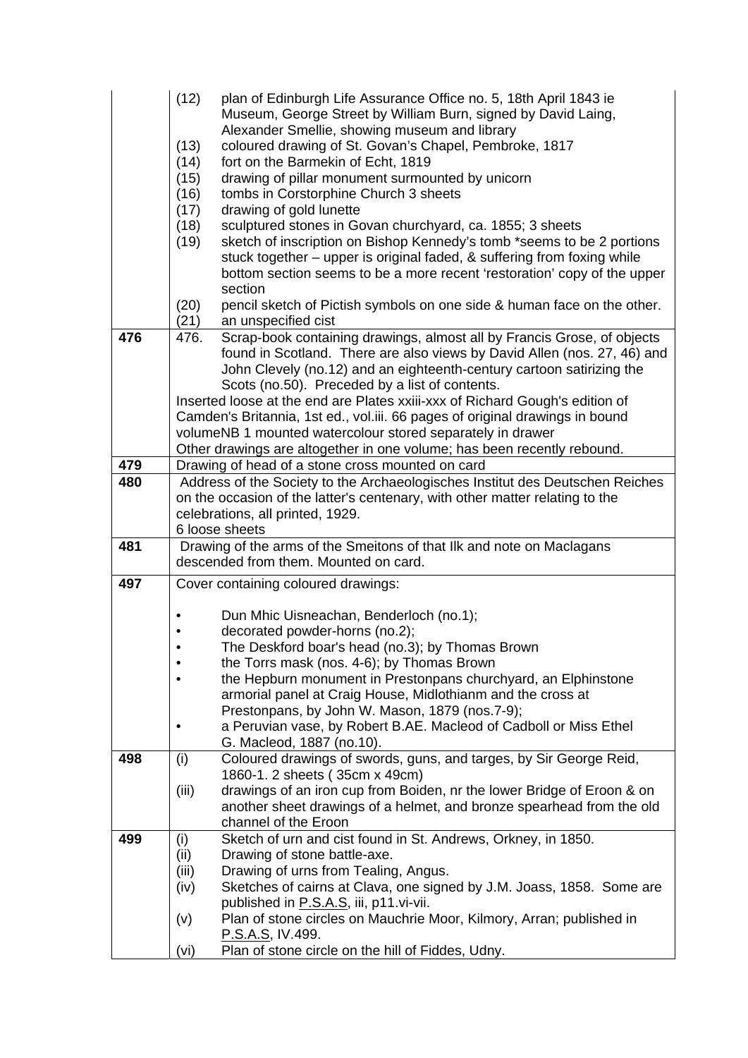| | |
|---|---|
| | (12) plan of Edinburgh Life Assurance Office no. 5, 18th April 1843 ie Museum, George Street by William Burn, signed by David Laing, Alexander Smellie, showing museum and library<br>(13) coloured drawing of St. Govan's Chapel, Pembroke, 1817<br>(14) fort on the Barmekin of Echt, 1819<br>(15) drawing of pillar monument surmounted by unicorn<br>(16) tombs in Corstorphine Church 3 sheets<br>(17) drawing of gold lunette<br>(18) sculptured stones in Govan churchyard, ca. 1855; 3 sheets<br>(19) sketch of inscription on Bishop Kennedy's tomb *seems to be 2 portions stuck together – upper is original faded, & suffering from foxing while bottom section seems to be a more recent 'restoration' copy of the upper section<br>(20) pencil sketch of Pictish symbols on one side & human face on the other.<br>(21) an unspecified cist |
| **476** | 476. Scrap-book containing drawings, almost all by Francis Grose, of objects found in Scotland. There are also views by David Allen (nos. 27, 46) and John Clevely (no.12) and an eighteenth-century cartoon satirizing the Scots (no.50). Preceded by a list of contents.<br>Inserted loose at the end are Plates xxiii-xxx of Richard Gough's edition of Camden's Britannia, 1st ed., vol.iii. 66 pages of original drawings in bound volumeNB 1 mounted watercolour stored separately in drawer<br>Other drawings are altogether in one volume; has been recently rebound. |
| **479** | Drawing of head of a stone cross mounted on card |
| **480** | Address of the Society to the Archaeologisches Institut des Deutschen Reiches on the occasion of the latter's centenary, with other matter relating to the celebrations, all printed, 1929.<br>6 loose sheets |
| **481** | Drawing of the arms of the Smeitons of that Ilk and note on Maclagans descended from them. Mounted on card. |
| **497** | Cover containing coloured drawings:<br>• Dun Mhic Uisneachan, Benderloch (no.1);<br>• decorated powder-horns (no.2);<br>• The Deskford boar's head (no.3); by Thomas Brown<br>• the Torrs mask (nos. 4-6); by Thomas Brown<br>• the Hepburn monument in Prestonpans churchyard, an Elphinstone armorial panel at Craig House, Midlothianm and the cross at Prestonpans, by John W. Mason, 1879 (nos.7-9);<br>• a Peruvian vase, by Robert B.AE. Macleod of Cadboll or Miss Ethel G. Macleod, 1887 (no.10). |
| **498** | (i) Coloured drawings of swords, guns, and targes, by Sir George Reid, 1860-1. 2 sheets ( 35cm x 49cm)<br>(iii) drawings of an iron cup from Boiden, nr the lower Bridge of Eroon & on another sheet drawings of a helmet, and bronze spearhead from the old channel of the Eroon |
| **499** | (i) Sketch of urn and cist found in St. Andrews, Orkney, in 1850.<br>(ii) Drawing of stone battle-axe.<br>(iii) Drawing of urns from Tealing, Angus.<br>(iv) Sketches of cairns at Clava, one signed by J.M. Joass, 1858. Some are published in P.S.A.S, iii, p11.vi-vii.<br>(v) Plan of stone circles on Mauchrie Moor, Kilmory, Arran; published in P.S.A.S, IV.499.<br>(vi) Plan of stone circle on the hill of Fiddes, Udny. |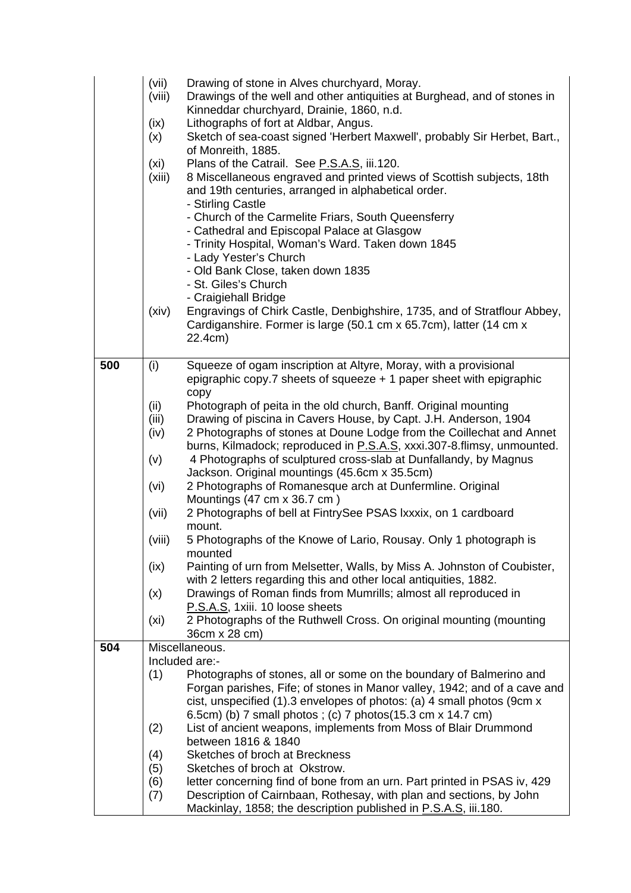| | | |
|---|---|---|
| | (vii) | Drawing of stone in Alves churchyard, Moray. |
| | (viii) | Drawings of the well and other antiquities at Burghead, and of stones in Kinneddar churchyard, Drainie, 1860, n.d. |
| | (ix) | Lithographs of fort at Aldbar, Angus. |
| | (x) | Sketch of sea-coast signed 'Herbert Maxwell', probably Sir Herbet, Bart., of Monreith, 1885. |
| | (xi) | Plans of the Catrail. See P.S.A.S, iii.120. |
| | (xiii) | 8 Miscellaneous engraved and printed views of Scottish subjects, 18th and 19th centuries, arranged in alphabetical order.<br>- Stirling Castle<br>- Church of the Carmelite Friars, South Queensferry<br>- Cathedral and Episcopal Palace at Glasgow<br>- Trinity Hospital, Woman's Ward. Taken down 1845<br>- Lady Yester's Church<br>- Old Bank Close, taken down 1835<br>- St. Giles's Church<br>- Craigiehall Bridge |
| | (xiv) | Engravings of Chirk Castle, Denbighshire, 1735, and of Stratflour Abbey, Cardiganshire. Former is large (50.1 cm x 65.7cm), latter (14 cm x 22.4cm) |
| **500** | (i) | Squeeze of ogam inscription at Altyre, Moray, with a provisional epigraphic copy.7 sheets of squeeze + 1 paper sheet with epigraphic copy |
| | (ii) | Photograph of peita in the old church, Banff. Original mounting |
| | (iii) | Drawing of piscina in Cavers House, by Capt. J.H. Anderson, 1904 |
| | (iv) | 2 Photographs of stones at Doune Lodge from the Coillechat and Annet burns, Kilmadock; reproduced in P.S.A.S, xxxi.307-8.flimsy, unmounted. |
| | (v) | 4 Photographs of sculptured cross-slab at Dunfallandy, by Magnus Jackson. Original mountings (45.6cm x 35.5cm) |
| | (vi) | 2 Photographs of Romanesque arch at Dunfermline. Original Mountings (47 cm x 36.7 cm ) |
| | (vii) | 2 Photographs of bell at FintrySee PSAS lxxxix, on 1 cardboard mount. |
| | (viii) | 5 Photographs of the Knowe of Lario, Rousay. Only 1 photograph is mounted |
| | (ix) | Painting of urn from Melsetter, Walls, by Miss A. Johnston of Coubister, with 2 letters regarding this and other local antiquities, 1882. |
| | (x) | Drawings of Roman finds from Mumrills; almost all reproduced in P.S.A.S, 1xiii. 10 loose sheets |
| | (xi) | 2 Photographs of the Ruthwell Cross. On original mounting (mounting 36cm x 28 cm) |
| **504** | Miscellaneous.<br>Included are:- | |
| | (1) | Photographs of stones, all or some on the boundary of Balmerino and Forgan parishes, Fife; of stones in Manor valley, 1942; and of a cave and cist, unspecified (1).3 envelopes of photos: (a) 4 small photos (9cm x 6.5cm) (b) 7 small photos ; (c) 7 photos(15.3 cm x 14.7 cm) |
| | (2) | List of ancient weapons, implements from Moss of Blair Drummond between 1816 & 1840 |
| | (4) | Sketches of broch at Breckness |
| | (5) | Sketches of broch at Okstrow. |
| | (6) | letter concerning find of bone from an urn. Part printed in PSAS iv, 429 |
| | (7) | Description of Cairnbaan, Rothesay, with plan and sections, by John Mackinlay, 1858; the description published in P.S.A.S, iii.180. |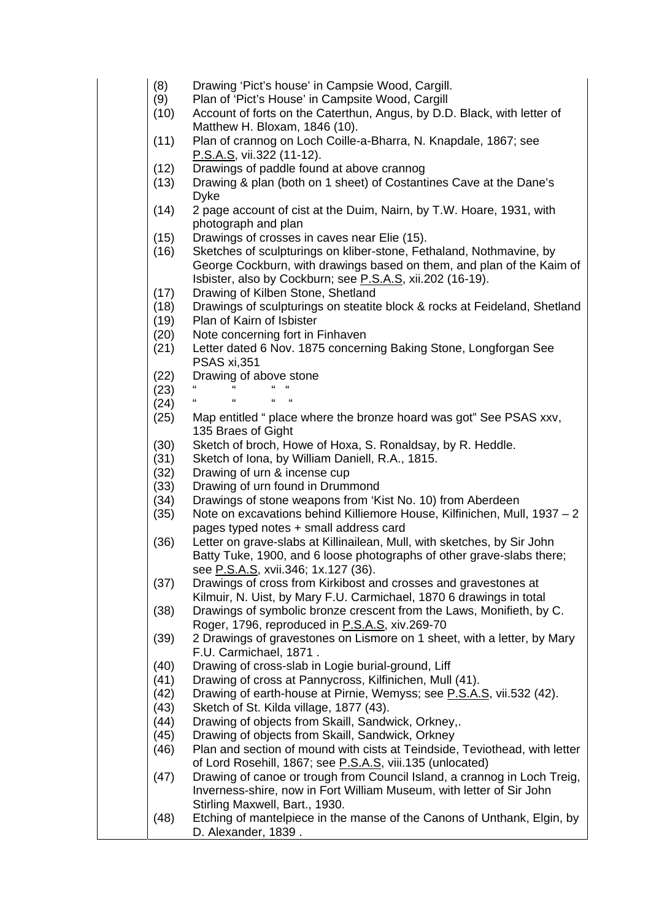(8) Drawing 'Pict's house' in Campsie Wood, Cargill.

(9) Plan of 'Pict's House' in Campsite Wood, Cargill

(10) Account of forts on the Caterthun, Angus, by D.D. Black, with letter of Matthew H. Bloxam, 1846 (10).

(11) Plan of crannog on Loch Coille-a-Bharra, N. Knapdale, 1867; see P.S.A.S, vii.322 (11-12).

(12) Drawings of paddle found at above crannog

(13) Drawing & plan (both on 1 sheet) of Costantines Cave at the Dane's Dyke

(14) 2 page account of cist at the Duim, Nairn, by T.W. Hoare, 1931, with photograph and plan

(15) Drawings of crosses in caves near Elie (15).

(16) Sketches of sculpturings on kliber-stone, Fethaland, Nothmavine, by George Cockburn, with drawings based on them, and plan of the Kaim of Isbister, also by Cockburn; see P.S.A.S, xii.202 (16-19).

(17) Drawing of Kilben Stone, Shetland

(18) Drawings of sculpturings on steatite block & rocks at Feideland, Shetland

(19) Plan of Kairn of Isbister

(20) Note concerning fort in Finhaven

(21) Letter dated 6 Nov. 1875 concerning Baking Stone, Longforgan See PSAS xi,351

(22) Drawing of above stone

(23) " " " "

(24) " " " "

(25) Map entitled " place where the bronze hoard was got" See PSAS xxv, 135 Braes of Gight

(30) Sketch of broch, Howe of Hoxa, S. Ronaldsay, by R. Heddle.

(31) Sketch of Iona, by William Daniell, R.A., 1815.

(32) Drawing of urn & incense cup

(33) Drawing of urn found in Drummond

(34) Drawings of stone weapons from 'Kist No. 10) from Aberdeen

(35) Note on excavations behind Killiemore House, Kilfinichen, Mull, 1937 – 2 pages typed notes + small address card

(36) Letter on grave-slabs at Killinailean, Mull, with sketches, by Sir John Batty Tuke, 1900, and 6 loose photographs of other grave-slabs there; see P.S.A.S, xvii.346; 1x.127 (36).

(37) Drawings of cross from Kirkibost and crosses and gravestones at Kilmuir, N. Uist, by Mary F.U. Carmichael, 1870 6 drawings in total

(38) Drawings of symbolic bronze crescent from the Laws, Monifieth, by C. Roger, 1796, reproduced in P.S.A.S, xiv.269-70

(39) 2 Drawings of gravestones on Lismore on 1 sheet, with a letter, by Mary F.U. Carmichael, 1871 .

(40) Drawing of cross-slab in Logie burial-ground, Liff

(41) Drawing of cross at Pannycross, Kilfinichen, Mull (41).

(42) Drawing of earth-house at Pirnie, Wemyss; see P.S.A.S, vii.532 (42).

(43) Sketch of St. Kilda village, 1877 (43).

(44) Drawing of objects from Skaill, Sandwick, Orkney,.

(45) Drawing of objects from Skaill, Sandwick, Orkney

(46) Plan and section of mound with cists at Teindside, Teviothead, with letter of Lord Rosehill, 1867; see P.S.A.S, viii.135 (unlocated)

(47) Drawing of canoe or trough from Council Island, a crannog in Loch Treig, Inverness-shire, now in Fort William Museum, with letter of Sir John Stirling Maxwell, Bart., 1930.

(48) Etching of mantelpiece in the manse of the Canons of Unthank, Elgin, by D. Alexander, 1839 .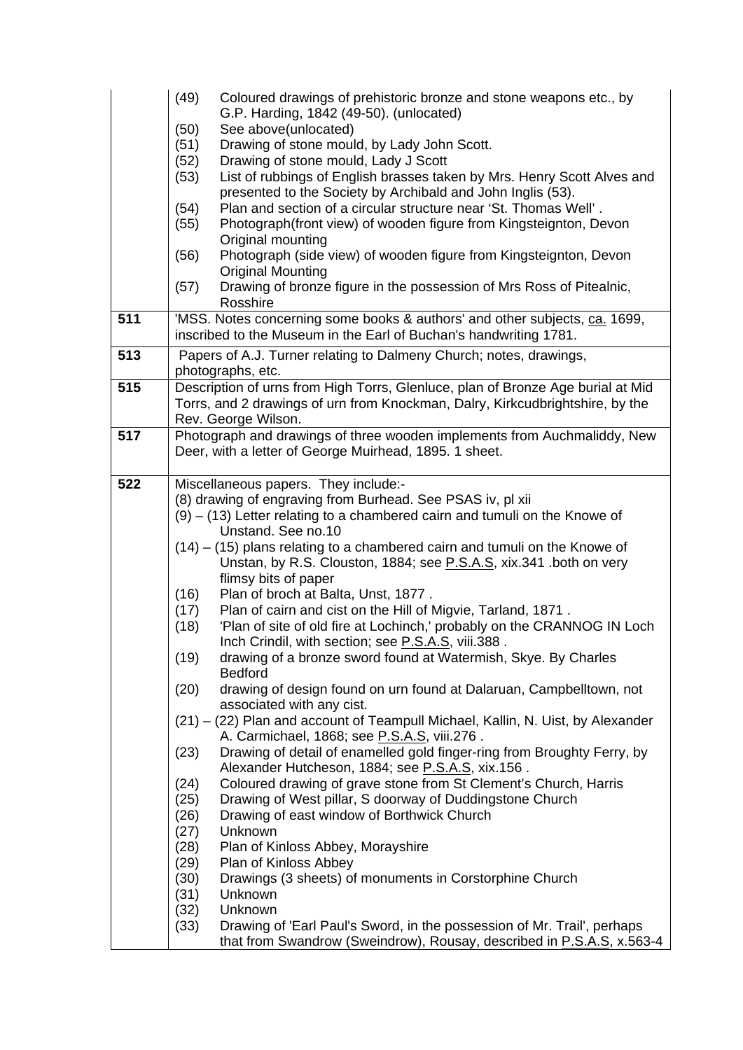| | |
|---|---|
| | (49) Coloured drawings of prehistoric bronze and stone weapons etc., by G.P. Harding, 1842 (49-50). (unlocated)<br>(50) See above(unlocated)<br>(51) Drawing of stone mould, by Lady John Scott.<br>(52) Drawing of stone mould, Lady J Scott<br>(53) List of rubbings of English brasses taken by Mrs. Henry Scott Alves and presented to the Society by Archibald and John Inglis (53).<br>(54) Plan and section of a circular structure near 'St. Thomas Well' .<br>(55) Photograph(front view) of wooden figure from Kingsteignton, Devon Original mounting<br>(56) Photograph (side view) of wooden figure from Kingsteignton, Devon Original Mounting<br>(57) Drawing of bronze figure in the possession of Mrs Ross of Pitealnic, Rosshire |
| **511** | 'MSS. Notes concerning some books & authors' and other subjects, ca. 1699, inscribed to the Museum in the Earl of Buchan's handwriting 1781. |
| **513** | Papers of A.J. Turner relating to Dalmeny Church; notes, drawings, photographs, etc. |
| **515** | Description of urns from High Torrs, Glenluce, plan of Bronze Age burial at Mid Torrs, and 2 drawings of urn from Knockman, Dalry, Kirkcudbrightshire, by the Rev. George Wilson. |
| **517** | Photograph and drawings of three wooden implements from Auchmaliddy, New Deer, with a letter of George Muirhead, 1895. 1 sheet. |
| **522** | Miscellaneous papers. They include:-<br>(8) drawing of engraving from Burhead. See PSAS iv, pl xii<br>(9) – (13) Letter relating to a chambered cairn and tumuli on the Knowe of Unstand. See no.10<br>(14) – (15) plans relating to a chambered cairn and tumuli on the Knowe of Unstan, by R.S. Clouston, 1884; see P.S.A.S, xix.341 .both on very flimsy bits of paper<br>(16) Plan of broch at Balta, Unst, 1877 .<br>(17) Plan of cairn and cist on the Hill of Migvie, Tarland, 1871 .<br>(18) 'Plan of site of old fire at Lochinch,' probably on the CRANNOG IN Loch Inch Crindil, with section; see P.S.A.S, viii.388 .<br>(19) drawing of a bronze sword found at Watermish, Skye. By Charles Bedford<br>(20) drawing of design found on urn found at Dalaruan, Campbelltown, not associated with any cist.<br>(21) – (22) Plan and account of Teampull Michael, Kallin, N. Uist, by Alexander A. Carmichael, 1868; see P.S.A.S, viii.276 .<br>(23) Drawing of detail of enamelled gold finger-ring from Broughty Ferry, by Alexander Hutcheson, 1884; see P.S.A.S, xix.156 .<br>(24) Coloured drawing of grave stone from St Clement's Church, Harris<br>(25) Drawing of West pillar, S doorway of Duddingstone Church<br>(26) Drawing of east window of Borthwick Church<br>(27) Unknown<br>(28) Plan of Kinloss Abbey, Morayshire<br>(29) Plan of Kinloss Abbey<br>(30) Drawings (3 sheets) of monuments in Corstorphine Church<br>(31) Unknown<br>(32) Unknown<br>(33) Drawing of 'Earl Paul's Sword, in the possession of Mr. Trail', perhaps that from Swandrow (Sweindrow), Rousay, described in P.S.A.S, x.563-4 |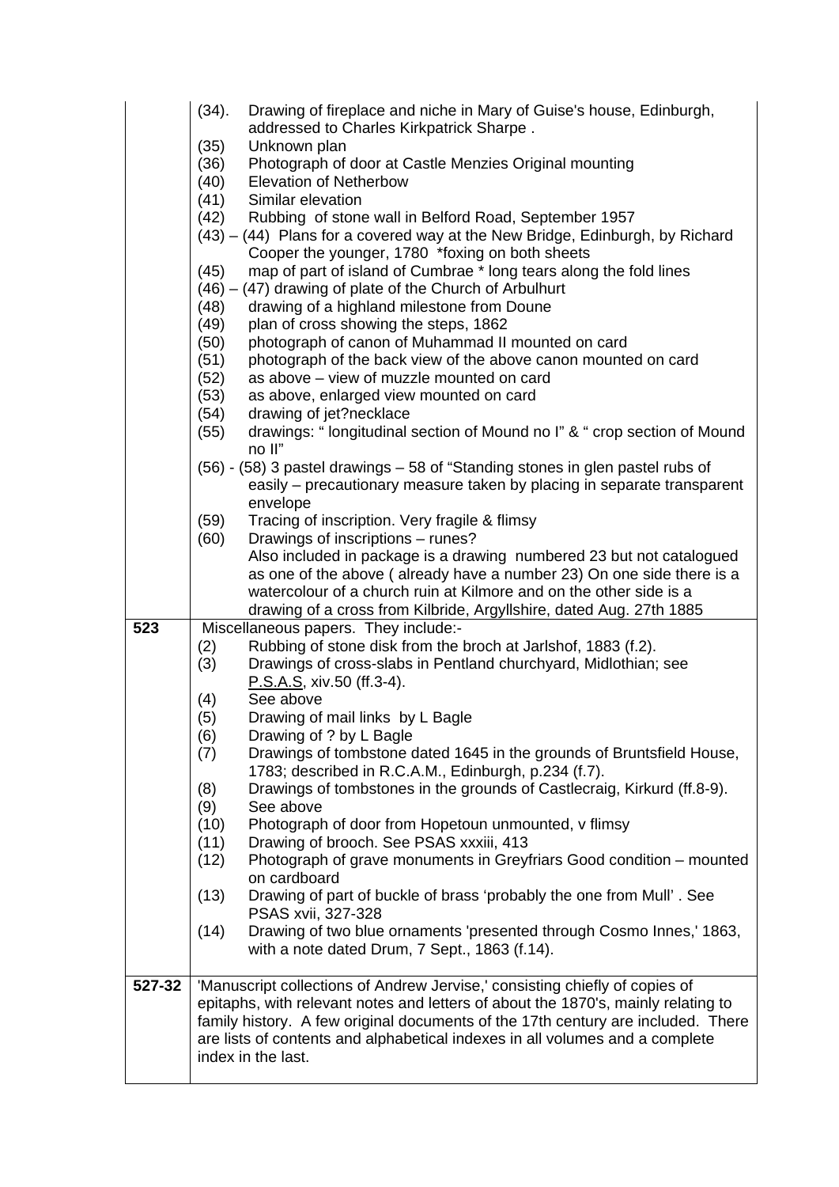| | |
|---|---|
| | (34). Drawing of fireplace and niche in Mary of Guise's house, Edinburgh, addressed to Charles Kirkpatrick Sharpe .<br>(35) Unknown plan<br>(36) Photograph of door at Castle Menzies Original mounting<br>(40) Elevation of Netherbow<br>(41) Similar elevation<br>(42) Rubbing of stone wall in Belford Road, September 1957<br>(43) – (44) Plans for a covered way at the New Bridge, Edinburgh, by Richard Cooper the younger, 1780 *foxing on both sheets<br>(45) map of part of island of Cumbrae * long tears along the fold lines<br>(46) – (47) drawing of plate of the Church of Arbulhurt<br>(48) drawing of a highland milestone from Doune<br>(49) plan of cross showing the steps, 1862<br>(50) photograph of canon of Muhammad II mounted on card<br>(51) photograph of the back view of the above canon mounted on card<br>(52) as above – view of muzzle mounted on card<br>(53) as above, enlarged view mounted on card<br>(54) drawing of jet?necklace<br>(55) drawings: " longitudinal section of Mound no I" & " crop section of Mound no II"<br>(56) - (58) 3 pastel drawings – 58 of "Standing stones in glen pastel rubs of easily – precautionary measure taken by placing in separate transparent envelope<br>(59) Tracing of inscription. Very fragile & flimsy<br>(60) Drawings of inscriptions – runes?<br>Also included in package is a drawing numbered 23 but not catalogued as one of the above ( already have a number 23) On one side there is a watercolour of a church ruin at Kilmore and on the other side is a drawing of a cross from Kilbride, Argyllshire, dated Aug. 27th 1885 |
| **523** | Miscellaneous papers. They include:-<br>(2) Rubbing of stone disk from the broch at Jarlshof, 1883 (f.2).<br>(3) Drawings of cross-slabs in Pentland churchyard, Midlothian; see P.S.A.S, xiv.50 (ff.3-4).<br>(4) See above<br>(5) Drawing of mail links by L Bagle<br>(6) Drawing of ? by L Bagle<br>(7) Drawings of tombstone dated 1645 in the grounds of Bruntsfield House, 1783; described in R.C.A.M., Edinburgh, p.234 (f.7).<br>(8) Drawings of tombstones in the grounds of Castlecraig, Kirkurd (ff.8-9).<br>(9) See above<br>(10) Photograph of door from Hopetoun unmounted, v flimsy<br>(11) Drawing of brooch. See PSAS xxxiii, 413<br>(12) Photograph of grave monuments in Greyfriars Good condition – mounted on cardboard<br>(13) Drawing of part of buckle of brass 'probably the one from Mull' . See PSAS xvii, 327-328<br>(14) Drawing of two blue ornaments 'presented through Cosmo Innes,' 1863, with a note dated Drum, 7 Sept., 1863 (f.14). |
| **527-32** | 'Manuscript collections of Andrew Jervise,' consisting chiefly of copies of epitaphs, with relevant notes and letters of about the 1870's, mainly relating to family history. A few original documents of the 17th century are included. There are lists of contents and alphabetical indexes in all volumes and a complete index in the last. |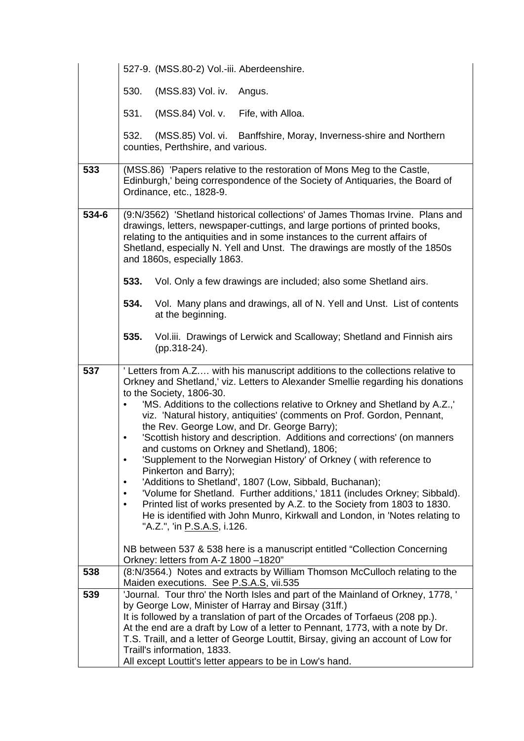| | |
|---|---|
| | 527-9. (MSS.80-2) Vol.-iii. Aberdeenshire.<br><br>530. (MSS.83) Vol. iv. Angus.<br><br>531. (MSS.84) Vol. v. Fife, with Alloa.<br><br>532. (MSS.85) Vol. vi. Banffshire, Moray, Inverness-shire and Northern counties, Perthshire, and various. |
| **533** | (MSS.86) 'Papers relative to the restoration of Mons Meg to the Castle, Edinburgh,' being correspondence of the Society of Antiquaries, the Board of Ordinance, etc., 1828-9. |
| **534-6** | (9:N/3562) 'Shetland historical collections' of James Thomas Irvine. Plans and drawings, letters, newspaper-cuttings, and large portions of printed books, relating to the antiquities and in some instances to the current affairs of Shetland, especially N. Yell and Unst. The drawings are mostly of the 1850s and 1860s, especially 1863.<br><br>**533.** Vol. Only a few drawings are included; also some Shetland airs.<br><br>**534.** Vol. Many plans and drawings, all of N. Yell and Unst. List of contents at the beginning.<br><br>**535.** Vol.iii. Drawings of Lerwick and Scalloway; Shetland and Finnish airs (pp.318-24). |
| **537** | ' Letters from A.Z.… with his manuscript additions to the collections relative to Orkney and Shetland,' viz. Letters to Alexander Smellie regarding his donations to the Society, 1806-30.<br>• 'MS. Additions to the collections relative to Orkney and Shetland by A.Z.,' viz. 'Natural history, antiquities' (comments on Prof. Gordon, Pennant, the Rev. George Low, and Dr. George Barry);<br>• 'Scottish history and description. Additions and corrections' (on manners and customs on Orkney and Shetland), 1806;<br>• 'Supplement to the Norwegian History' of Orkney ( with reference to Pinkerton and Barry);<br>• 'Additions to Shetland', 1807 (Low, Sibbald, Buchanan);<br>• 'Volume for Shetland. Further additions,' 1811 (includes Orkney; Sibbald).<br>• Printed list of works presented by A.Z. to the Society from 1803 to 1830. He is identified with John Munro, Kirkwall and London, in 'Notes relating to "A.Z.", 'in P.S.A.S, i.126.<br><br>NB between 537 & 538 here is a manuscript entitled "Collection Concerning Orkney: letters from A-Z 1800 –1820" |
| **538** | (8:N/3564.) Notes and extracts by William Thomson McCulloch relating to the Maiden executions. See P.S.A.S, vii.535 |
| **539** | 'Journal. Tour thro' the North Isles and part of the Mainland of Orkney, 1778, ' by George Low, Minister of Harray and Birsay (31ff.)<br>It is followed by a translation of part of the Orcades of Torfaeus (208 pp.).<br>At the end are a draft by Low of a letter to Pennant, 1773, with a note by Dr. T.S. Traill, and a letter of George Louttit, Birsay, giving an account of Low for Traill's information, 1833.<br>All except Louttit's letter appears to be in Low's hand. |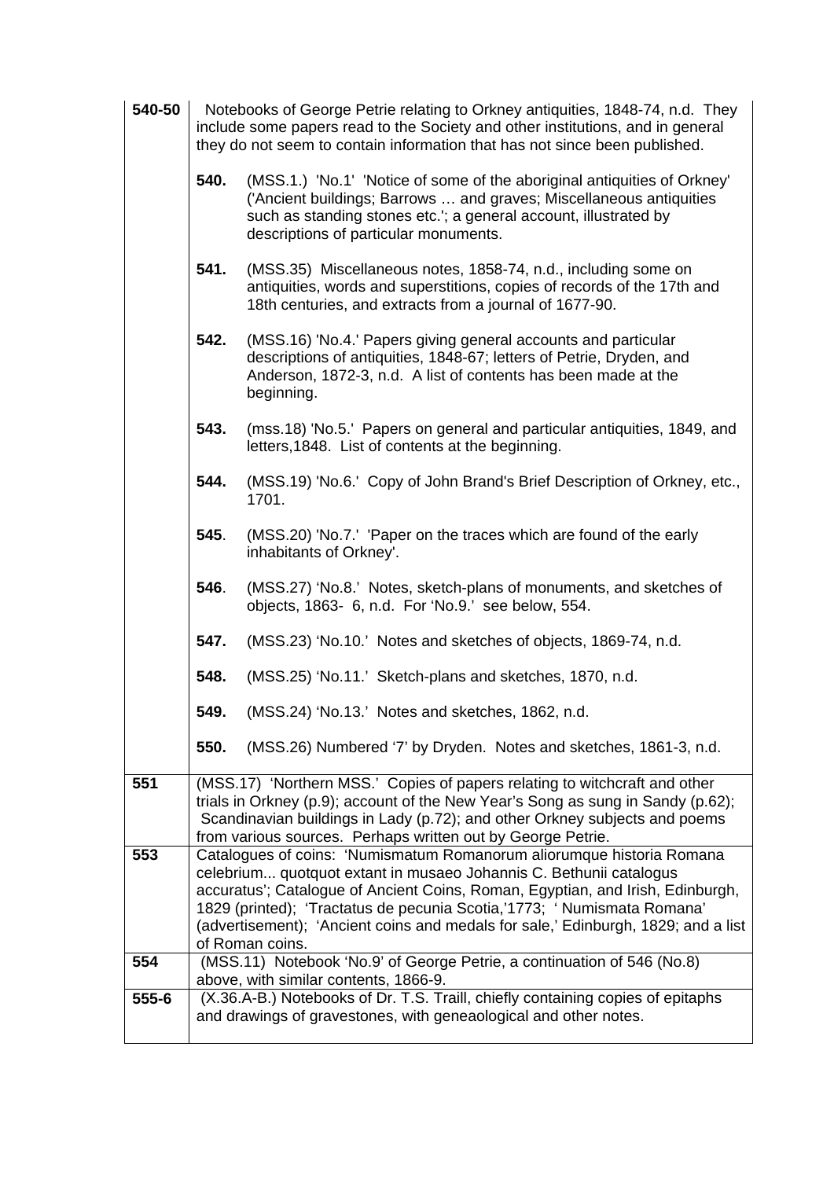| | |
|---|---|
| **540-50** | Notebooks of George Petrie relating to Orkney antiquities, 1848-74, n.d. They include some papers read to the Society and other institutions, and in general they do not seem to contain information that has not since been published.<br><br>**540.** (MSS.1.) 'No.1' 'Notice of some of the aboriginal antiquities of Orkney' ('Ancient buildings; Barrows … and graves; Miscellaneous antiquities such as standing stones etc.'; a general account, illustrated by descriptions of particular monuments.<br><br>**541.** (MSS.35) Miscellaneous notes, 1858-74, n.d., including some on antiquities, words and superstitions, copies of records of the 17th and 18th centuries, and extracts from a journal of 1677-90.<br><br>**542.** (MSS.16) 'No.4.' Papers giving general accounts and particular descriptions of antiquities, 1848-67; letters of Petrie, Dryden, and Anderson, 1872-3, n.d. A list of contents has been made at the beginning.<br><br>**543.** (mss.18) 'No.5.' Papers on general and particular antiquities, 1849, and letters,1848. List of contents at the beginning.<br><br>**544.** (MSS.19) 'No.6.' Copy of John Brand's Brief Description of Orkney, etc., 1701.<br><br>**545**. (MSS.20) 'No.7.' 'Paper on the traces which are found of the early inhabitants of Orkney'.<br><br>**546**. (MSS.27) 'No.8.' Notes, sketch-plans of monuments, and sketches of objects, 1863- 6, n.d. For 'No.9.' see below, 554.<br><br>**547.** (MSS.23) 'No.10.' Notes and sketches of objects, 1869-74, n.d.<br><br>**548.** (MSS.25) 'No.11.' Sketch-plans and sketches, 1870, n.d.<br><br>**549.** (MSS.24) 'No.13.' Notes and sketches, 1862, n.d.<br><br>**550.** (MSS.26) Numbered '7' by Dryden. Notes and sketches, 1861-3, n.d. |
| **551** | (MSS.17) 'Northern MSS.' Copies of papers relating to witchcraft and other trials in Orkney (p.9); account of the New Year's Song as sung in Sandy (p.62); Scandinavian buildings in Lady (p.72); and other Orkney subjects and poems from various sources. Perhaps written out by George Petrie. |
| **553** | Catalogues of coins: 'Numismatum Romanorum aliorumque historia Romana celebrium... quotquot extant in musaeo Johannis C. Bethunii catalogus accuratus'; Catalogue of Ancient Coins, Roman, Egyptian, and Irish, Edinburgh, 1829 (printed); 'Tractatus de pecunia Scotia,'1773; ' Numismata Romana' (advertisement); 'Ancient coins and medals for sale,' Edinburgh, 1829; and a list of Roman coins. |
| **554** | (MSS.11) Notebook 'No.9' of George Petrie, a continuation of 546 (No.8) above, with similar contents, 1866-9. |
| **555-6** | (X.36.A-B.) Notebooks of Dr. T.S. Traill, chiefly containing copies of epitaphs and drawings of gravestones, with geneaological and other notes. |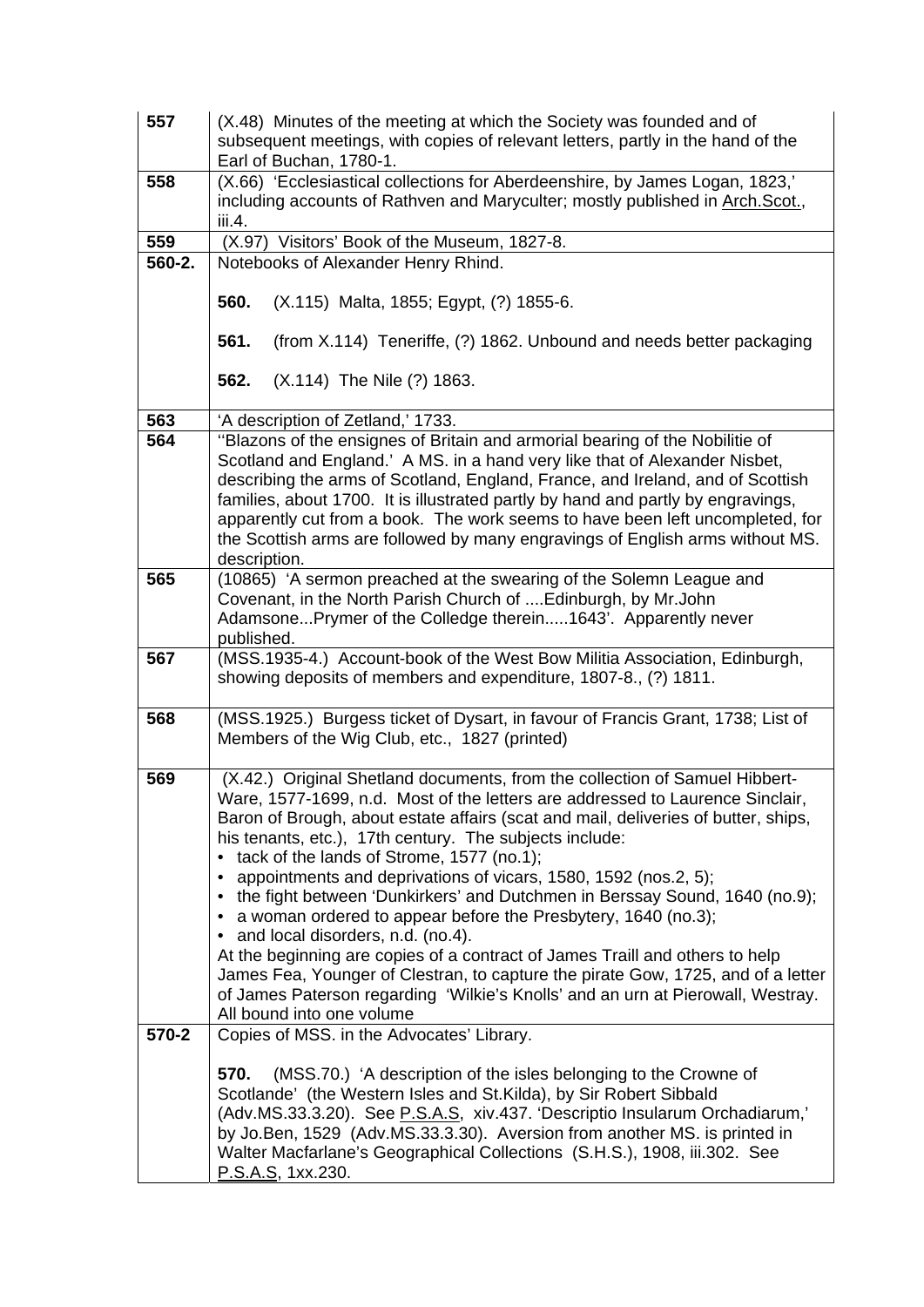| | |
|---|---|
| **557** | (X.48) Minutes of the meeting at which the Society was founded and of subsequent meetings, with copies of relevant letters, partly in the hand of the Earl of Buchan, 1780-1. |
| **558** | (X.66) 'Ecclesiastical collections for Aberdeenshire, by James Logan, 1823,' including accounts of Rathven and Maryculter; mostly published in Arch.Scot., iii.4. |
| **559** | (X.97) Visitors' Book of the Museum, 1827-8. |
| **560-2.** | Notebooks of Alexander Henry Rhind.<br><br>**560.** (X.115) Malta, 1855; Egypt, (?) 1855-6.<br><br>**561.** (from X.114) Teneriffe, (?) 1862. Unbound and needs better packaging<br><br>**562.** (X.114) The Nile (?) 1863. |
| **563** | 'A description of Zetland,' 1733. |
| **564** | ''Blazons of the ensignes of Britain and armorial bearing of the Nobilitie of Scotland and England.' A MS. in a hand very like that of Alexander Nisbet, describing the arms of Scotland, England, France, and Ireland, and of Scottish families, about 1700. It is illustrated partly by hand and partly by engravings, apparently cut from a book. The work seems to have been left uncompleted, for the Scottish arms are followed by many engravings of English arms without MS. description. |
| **565** | (10865) 'A sermon preached at the swearing of the Solemn League and Covenant, in the North Parish Church of ....Edinburgh, by Mr.John Adamsone...Prymer of the Colledge therein.....1643'. Apparently never published. |
| **567** | (MSS.1935-4.) Account-book of the West Bow Militia Association, Edinburgh, showing deposits of members and expenditure, 1807-8., (?) 1811. |
| **568** | (MSS.1925.) Burgess ticket of Dysart, in favour of Francis Grant, 1738; List of Members of the Wig Club, etc., 1827 (printed) |
| **569** | (X.42.) Original Shetland documents, from the collection of Samuel Hibbert-Ware, 1577-1699, n.d. Most of the letters are addressed to Laurence Sinclair, Baron of Brough, about estate affairs (scat and mail, deliveries of butter, ships, his tenants, etc.), 17th century. The subjects include:<br>• tack of the lands of Strome, 1577 (no.1);<br>• appointments and deprivations of vicars, 1580, 1592 (nos.2, 5);<br>• the fight between 'Dunkirkers' and Dutchmen in Berssay Sound, 1640 (no.9);<br>• a woman ordered to appear before the Presbytery, 1640 (no.3);<br>• and local disorders, n.d. (no.4).<br>At the beginning are copies of a contract of James Traill and others to help James Fea, Younger of Clestran, to capture the pirate Gow, 1725, and of a letter of James Paterson regarding 'Wilkie's Knolls' and an urn at Pierowall, Westray. All bound into one volume |
| **570-2** | Copies of MSS. in the Advocates' Library.<br><br>**570.** (MSS.70.) 'A description of the isles belonging to the Crowne of Scotlande' (the Western Isles and St.Kilda), by Sir Robert Sibbald (Adv.MS.33.3.20). See P.S.A.S, xiv.437. 'Descriptio Insularum Orchadiarum,' by Jo.Ben, 1529 (Adv.MS.33.3.30). Aversion from another MS. is printed in Walter Macfarlane's Geographical Collections (S.H.S.), 1908, iii.302. See P.S.A.S, 1xx.230. |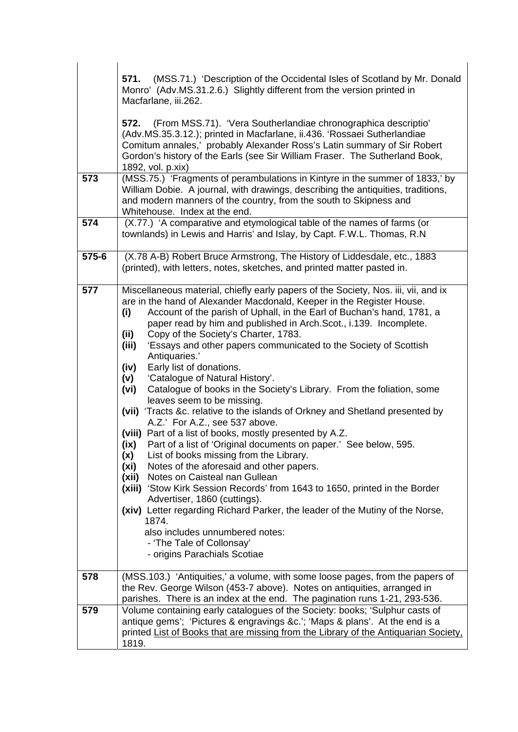| | |
|---|---|
| | **571.** (MSS.71.) 'Description of the Occidental Isles of Scotland by Mr. Donald Monro' (Adv.MS.31.2.6.) Slightly different from the version printed in Macfarlane, iii.262.<br><br>**572.** (From MSS.71). 'Vera Southerlandiae chronographica descriptio' (Adv.MS.35.3.12.); printed in Macfarlane, ii.436. 'Rossaei Sutherlandiae Comitum annales,' probably Alexander Ross's Latin summary of Sir Robert Gordon's history of the Earls (see Sir William Fraser. The Sutherland Book, 1892, vol. p.xix) |
| **573** | (MSS.75.) 'Fragments of perambulations in Kintyre in the summer of 1833,' by William Dobie. A journal, with drawings, describing the antiquities, traditions, and modern manners of the country, from the south to Skipness and Whitehouse. Index at the end. |
| **574** | (X.77.) 'A comparative and etymological table of the names of farms (or townlands) in Lewis and Harris' and Islay, by Capt. F.W.L. Thomas, R.N |
| **575-6** | (X.78 A-B) Robert Bruce Armstrong, The History of Liddesdale, etc., 1883 (printed), with letters, notes, sketches, and printed matter pasted in. |
| **577** | Miscellaneous material, chiefly early papers of the Society, Nos. iii, vii, and ix are in the hand of Alexander Macdonald, Keeper in the Register House.<br>**(i)** Account of the parish of Uphall, in the Earl of Buchan's hand, 1781, a paper read by him and published in Arch.Scot., i.139. Incomplete.<br>**(ii)** Copy of the Society's Charter, 1783.<br>**(iii)** 'Essays and other papers communicated to the Society of Scottish Antiquaries.'<br>**(iv)** Early list of donations.<br>**(v)** 'Catalogue of Natural History'.<br>**(vi)** Catalogue of books in the Society's Library. From the foliation, some leaves seem to be missing.<br>**(vii)** 'Tracts &c. relative to the islands of Orkney and Shetland presented by A.Z.' For A.Z., see 537 above.<br>**(viii)** Part of a list of books, mostly presented by A.Z.<br>**(ix)** Part of a list of 'Original documents on paper.' See below, 595.<br>**(x)** List of books missing from the Library.<br>**(xi)** Notes of the aforesaid and other papers.<br>**(xii)** Notes on Caisteal nan Gullean<br>**(xiii)** 'Stow Kirk Session Records' from 1643 to 1650, printed in the Border Advertiser, 1860 (cuttings).<br>**(xiv)** Letter regarding Richard Parker, the leader of the Mutiny of the Norse, 1874.<br>also includes unnumbered notes:<br>- 'The Tale of Collonsay'<br>- origins Parachials Scotiae |
| **578** | (MSS.103.) 'Antiquities,' a volume, with some loose pages, from the papers of the Rev. George Wilson (453-7 above). Notes on antiquities, arranged in parishes. There is an index at the end. The pagination runs 1-21, 293-536. |
| **579** | Volume containing early catalogues of the Society: books; 'Sulphur casts of antique gems'; 'Pictures & engravings &c.'; 'Maps & plans'. At the end is a printed List of Books that are missing from the Library of the Antiquarian Society, 1819. |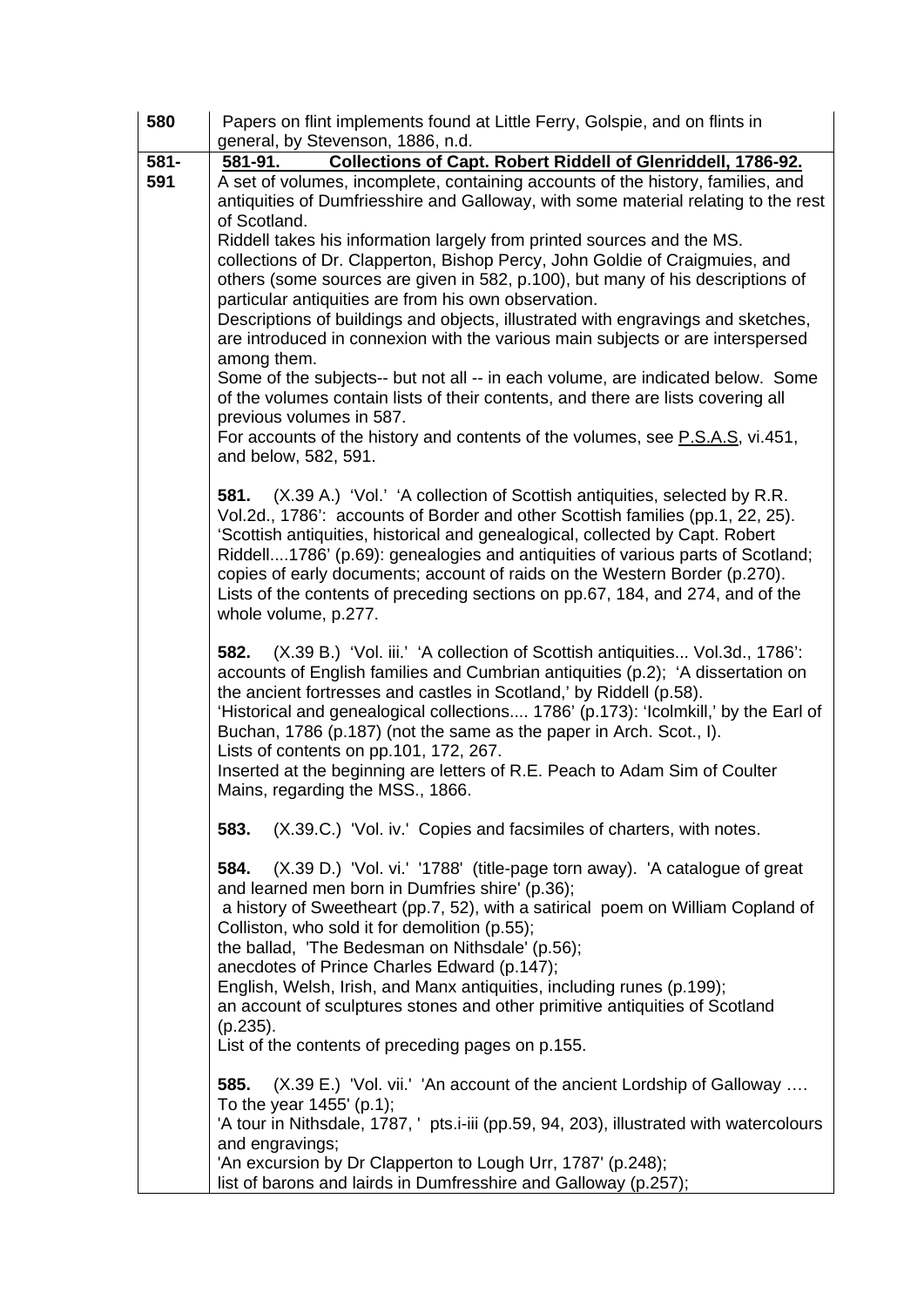| | |
|---|---|
| **580** | Papers on flint implements found at Little Ferry, Golspie, and on flints in general, by Stevenson, 1886, n.d. |
| **581-591** | **581-91. Collections of Capt. Robert Riddell of Glenriddell, 1786-92.**<br>A set of volumes, incomplete, containing accounts of the history, families, and antiquities of Dumfriesshire and Galloway, with some material relating to the rest of Scotland.<br>Riddell takes his information largely from printed sources and the MS. collections of Dr. Clapperton, Bishop Percy, John Goldie of Craigmuies, and others (some sources are given in 582, p.100), but many of his descriptions of particular antiquities are from his own observation.<br>Descriptions of buildings and objects, illustrated with engravings and sketches, are introduced in connexion with the various main subjects or are interspersed among them.<br>Some of the subjects-- but not all -- in each volume, are indicated below. Some of the volumes contain lists of their contents, and there are lists covering all previous volumes in 587.<br>For accounts of the history and contents of the volumes, see P.S.A.S, vi.451, and below, 582, 591.<br><br>**581.** (X.39 A.) 'Vol.' 'A collection of Scottish antiquities, selected by R.R. Vol.2d., 1786': accounts of Border and other Scottish families (pp.1, 22, 25). 'Scottish antiquities, historical and genealogical, collected by Capt. Robert Riddell....1786' (p.69): genealogies and antiquities of various parts of Scotland; copies of early documents; account of raids on the Western Border (p.270). Lists of the contents of preceding sections on pp.67, 184, and 274, and of the whole volume, p.277.<br><br>**582.** (X.39 B.) 'Vol. iii.' 'A collection of Scottish antiquities... Vol.3d., 1786': accounts of English families and Cumbrian antiquities (p.2); 'A dissertation on the ancient fortresses and castles in Scotland,' by Riddell (p.58).<br>'Historical and genealogical collections.... 1786' (p.173): 'Icolmkill,' by the Earl of Buchan, 1786 (p.187) (not the same as the paper in Arch. Scot., I).<br>Lists of contents on pp.101, 172, 267.<br>Inserted at the beginning are letters of R.E. Peach to Adam Sim of Coulter Mains, regarding the MSS., 1866.<br><br>**583.** (X.39.C.) 'Vol. iv.' Copies and facsimiles of charters, with notes.<br><br>**584.** (X.39 D.) 'Vol. vi.' '1788' (title-page torn away). 'A catalogue of great and learned men born in Dumfries shire' (p.36);<br>a history of Sweetheart (pp.7, 52), with a satirical poem on William Copland of Colliston, who sold it for demolition (p.55);<br>the ballad, 'The Bedesman on Nithsdale' (p.56);<br>anecdotes of Prince Charles Edward (p.147);<br>English, Welsh, Irish, and Manx antiquities, including runes (p.199);<br>an account of sculptures stones and other primitive antiquities of Scotland (p.235).<br>List of the contents of preceding pages on p.155.<br><br>**585.** (X.39 E.) 'Vol. vii.' 'An account of the ancient Lordship of Galloway …. To the year 1455' (p.1);<br>'A tour in Nithsdale, 1787, ' pts.i-iii (pp.59, 94, 203), illustrated with watercolours and engravings;<br>'An excursion by Dr Clapperton to Lough Urr, 1787' (p.248);<br>list of barons and lairds in Dumfresshire and Galloway (p.257); |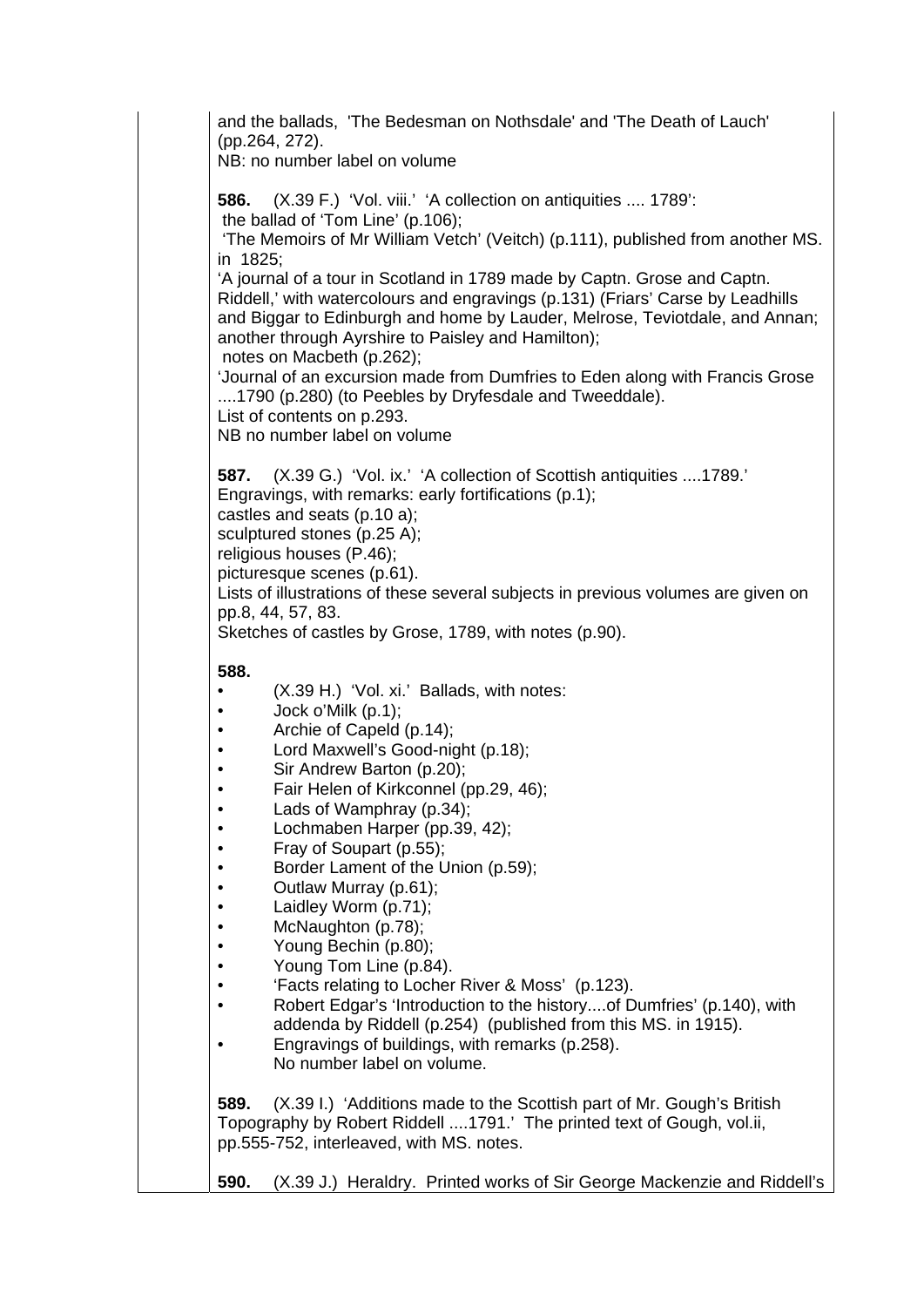and the ballads, 'The Bedesman on Nothsdale' and 'The Death of Lauch' (pp.264, 272).
NB: no number label on volume

**586.** (X.39 F.) 'Vol. viii.' 'A collection on antiquities .... 1789':
the ballad of 'Tom Line' (p.106);
'The Memoirs of Mr William Vetch' (Veitch) (p.111), published from another MS. in 1825;
'A journal of a tour in Scotland in 1789 made by Captn. Grose and Captn. Riddell,' with watercolours and engravings (p.131) (Friars' Carse by Leadhills and Biggar to Edinburgh and home by Lauder, Melrose, Teviotdale, and Annan; another through Ayrshire to Paisley and Hamilton);
notes on Macbeth (p.262);
'Journal of an excursion made from Dumfries to Eden along with Francis Grose ....1790 (p.280) (to Peebles by Dryfesdale and Tweeddale).
List of contents on p.293.
NB no number label on volume

**587.** (X.39 G.) 'Vol. ix.' 'A collection of Scottish antiquities ....1789.'
Engravings, with remarks: early fortifications (p.1);
castles and seats (p.10 a);
sculptured stones (p.25 A);
religious houses (P.46);
picturesque scenes (p.61).
Lists of illustrations of these several subjects in previous volumes are given on pp.8, 44, 57, 83.
Sketches of castles by Grose, 1789, with notes (p.90).

**588.**

- (X.39 H.) 'Vol. xi.' Ballads, with notes:
- Jock o'Milk (p.1);
- Archie of Capeld (p.14);
- Lord Maxwell's Good-night (p.18);
- Sir Andrew Barton (p.20);
- Fair Helen of Kirkconnel (pp.29, 46);
- Lads of Wamphray (p.34);
- Lochmaben Harper (pp.39, 42);
- Fray of Soupart (p.55);
- Border Lament of the Union (p.59);
- Outlaw Murray (p.61);
- Laidley Worm (p.71);
- McNaughton (p.78);
- Young Bechin (p.80);
- Young Tom Line (p.84).
- 'Facts relating to Locher River & Moss' (p.123).
- Robert Edgar's 'Introduction to the history....of Dumfries' (p.140), with addenda by Riddell (p.254) (published from this MS. in 1915).
- Engravings of buildings, with remarks (p.258).
  No number label on volume.

**589.** (X.39 I.) 'Additions made to the Scottish part of Mr. Gough's British Topography by Robert Riddell ....1791.' The printed text of Gough, vol.ii, pp.555-752, interleaved, with MS. notes.

**590.** (X.39 J.) Heraldry. Printed works of Sir George Mackenzie and Riddell's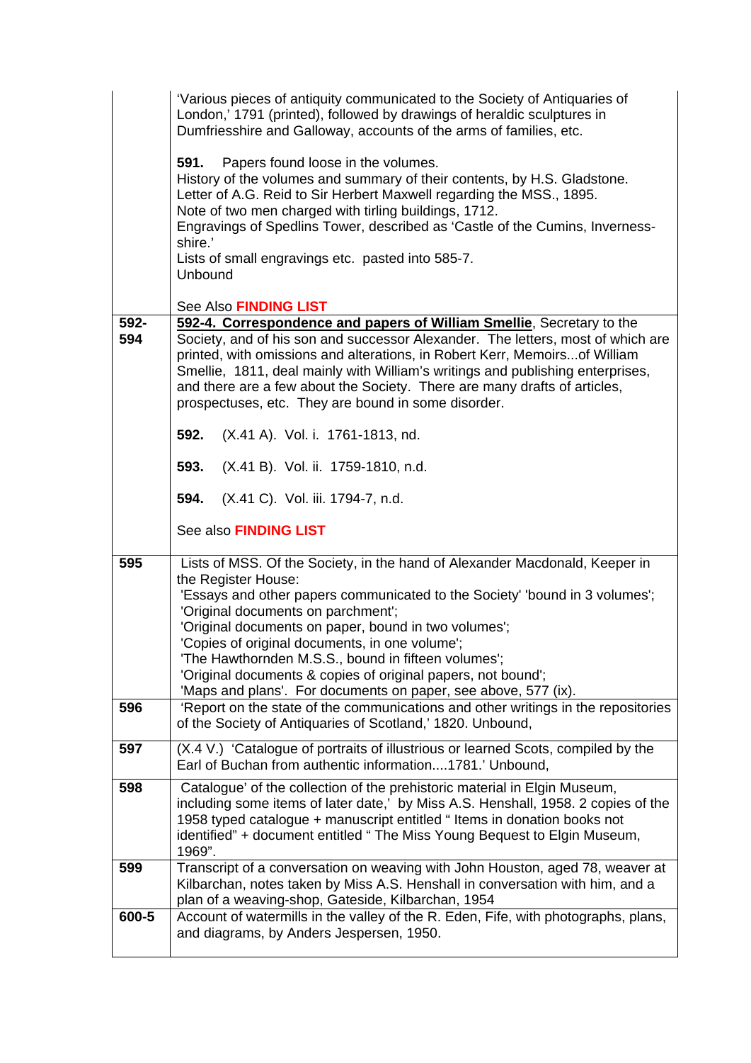| | |
|---|---|
| | 'Various pieces of antiquity communicated to the Society of Antiquaries of London,' 1791 (printed), followed by drawings of heraldic sculptures in Dumfriesshire and Galloway, accounts of the arms of families, etc.<br><br>**591.** Papers found loose in the volumes.<br>History of the volumes and summary of their contents, by H.S. Gladstone.<br>Letter of A.G. Reid to Sir Herbert Maxwell regarding the MSS., 1895.<br>Note of two men charged with tirling buildings, 1712.<br>Engravings of Spedlins Tower, described as 'Castle of the Cumins, Inverness-shire.'<br>Lists of small engravings etc. pasted into 585-7.<br>Unbound<br><br>See Also **FINDING LIST** |
| **592-594** | **592-4. Correspondence and papers of William Smellie**, Secretary to the Society, and of his son and successor Alexander. The letters, most of which are printed, with omissions and alterations, in Robert Kerr, Memoirs...of William Smellie, 1811, deal mainly with William's writings and publishing enterprises, and there are a few about the Society. There are many drafts of articles, prospectuses, etc. They are bound in some disorder.<br><br>**592.** (X.41 A). Vol. i. 1761-1813, nd.<br><br>**593.** (X.41 B). Vol. ii. 1759-1810, n.d.<br><br>**594.** (X.41 C). Vol. iii. 1794-7, n.d.<br><br>See also **FINDING LIST** |
| **595** | Lists of MSS. Of the Society, in the hand of Alexander Macdonald, Keeper in the Register House:<br>'Essays and other papers communicated to the Society' 'bound in 3 volumes';<br>'Original documents on parchment';<br>'Original documents on paper, bound in two volumes';<br>'Copies of original documents, in one volume';<br>'The Hawthornden M.S.S., bound in fifteen volumes';<br>'Original documents & copies of original papers, not bound';<br>'Maps and plans'. For documents on paper, see above, 577 (ix). |
| **596** | 'Report on the state of the communications and other writings in the repositories of the Society of Antiquaries of Scotland,' 1820. Unbound, |
| **597** | (X.4 V.) 'Catalogue of portraits of illustrious or learned Scots, compiled by the Earl of Buchan from authentic information....1781.' Unbound, |
| **598** | Catalogue' of the collection of the prehistoric material in Elgin Museum, including some items of later date,' by Miss A.S. Henshall, 1958. 2 copies of the 1958 typed catalogue + manuscript entitled " Items in donation books not identified" + document entitled " The Miss Young Bequest to Elgin Museum, 1969". |
| **599** | Transcript of a conversation on weaving with John Houston, aged 78, weaver at Kilbarchan, notes taken by Miss A.S. Henshall in conversation with him, and a plan of a weaving-shop, Gateside, Kilbarchan, 1954 |
| **600-5** | Account of watermills in the valley of the R. Eden, Fife, with photographs, plans, and diagrams, by Anders Jespersen, 1950. |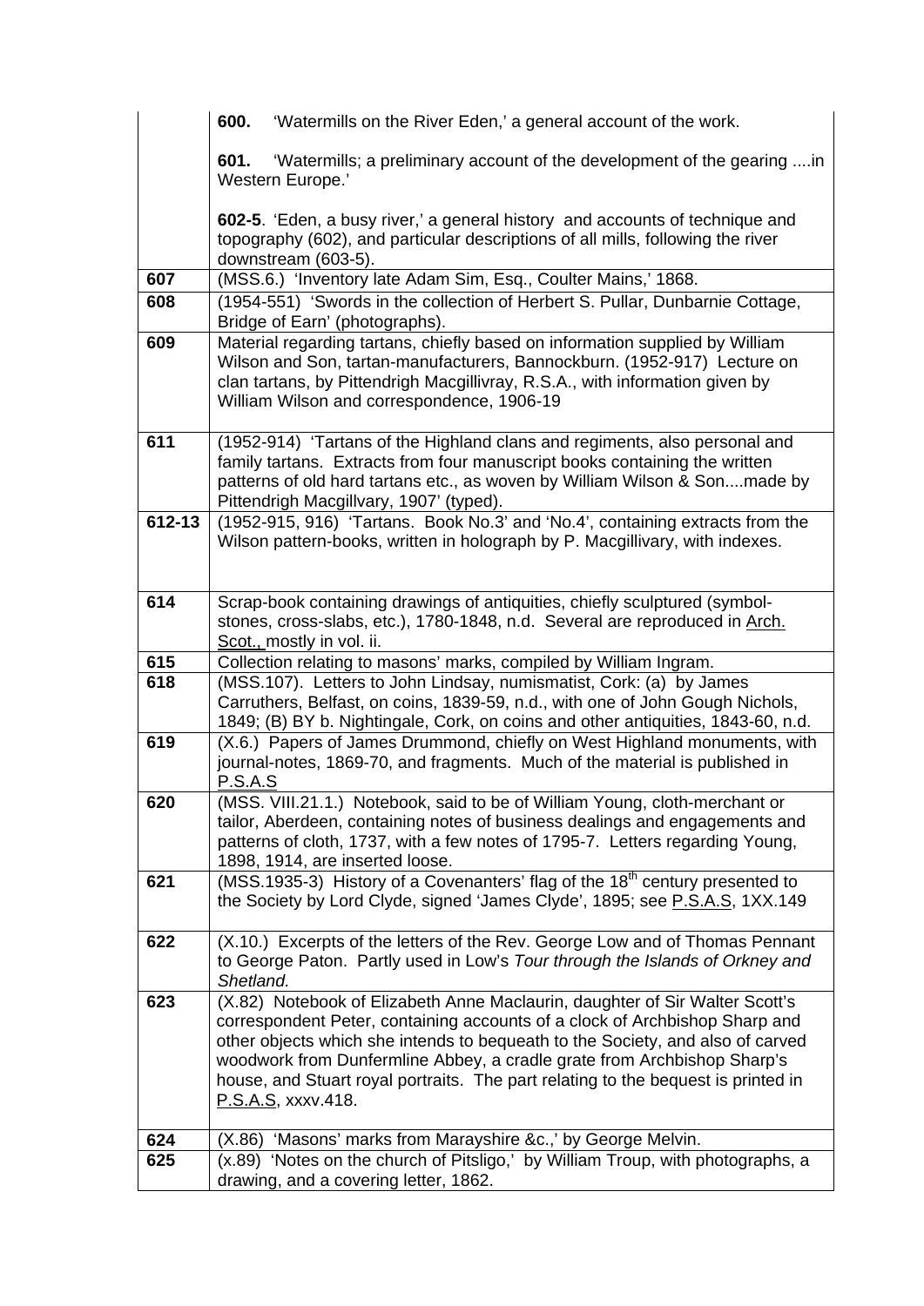| | |
|---|---|
| | **600.** 'Watermills on the River Eden,' a general account of the work.<br><br>**601.** 'Watermills; a preliminary account of the development of the gearing ....in Western Europe.'<br><br>**602-5**. 'Eden, a busy river,' a general history and accounts of technique and topography (602), and particular descriptions of all mills, following the river downstream (603-5). |
| **607** | (MSS.6.) 'Inventory late Adam Sim, Esq., Coulter Mains,' 1868. |
| **608** | (1954-551) 'Swords in the collection of Herbert S. Pullar, Dunbarnie Cottage, Bridge of Earn' (photographs). |
| **609** | Material regarding tartans, chiefly based on information supplied by William Wilson and Son, tartan-manufacturers, Bannockburn. (1952-917) Lecture on clan tartans, by Pittendrigh Macgillivray, R.S.A., with information given by William Wilson and correspondence, 1906-19 |
| **611** | (1952-914) 'Tartans of the Highland clans and regiments, also personal and family tartans. Extracts from four manuscript books containing the written patterns of old hard tartans etc., as woven by William Wilson & Son....made by Pittendrigh Macgillvary, 1907' (typed). |
| **612-13** | (1952-915, 916) 'Tartans. Book No.3' and 'No.4', containing extracts from the Wilson pattern-books, written in holograph by P. Macgillivary, with indexes. |
| **614** | Scrap-book containing drawings of antiquities, chiefly sculptured (symbol-stones, cross-slabs, etc.), 1780-1848, n.d. Several are reproduced in Arch. Scot., mostly in vol. ii. |
| **615** | Collection relating to masons' marks, compiled by William Ingram. |
| **618** | (MSS.107). Letters to John Lindsay, numismatist, Cork: (a) by James Carruthers, Belfast, on coins, 1839-59, n.d., with one of John Gough Nichols, 1849; (B) BY b. Nightingale, Cork, on coins and other antiquities, 1843-60, n.d. |
| **619** | (X.6.) Papers of James Drummond, chiefly on West Highland monuments, with journal-notes, 1869-70, and fragments. Much of the material is published in P.S.A.S |
| **620** | (MSS. VIII.21.1.) Notebook, said to be of William Young, cloth-merchant or tailor, Aberdeen, containing notes of business dealings and engagements and patterns of cloth, 1737, with a few notes of 1795-7. Letters regarding Young, 1898, 1914, are inserted loose. |
| **621** | (MSS.1935-3) History of a Covenanters' flag of the 18th century presented to the Society by Lord Clyde, signed 'James Clyde', 1895; see P.S.A.S, 1XX.149 |
| **622** | (X.10.) Excerpts of the letters of the Rev. George Low and of Thomas Pennant to George Paton. Partly used in Low's *Tour through the Islands of Orkney and Shetland.* |
| **623** | (X.82) Notebook of Elizabeth Anne Maclaurin, daughter of Sir Walter Scott's correspondent Peter, containing accounts of a clock of Archbishop Sharp and other objects which she intends to bequeath to the Society, and also of carved woodwork from Dunfermline Abbey, a cradle grate from Archbishop Sharp's house, and Stuart royal portraits. The part relating to the bequest is printed in P.S.A.S, xxxv.418. |
| **624** | (X.86) 'Masons' marks from Marayshire &c.,' by George Melvin. |
| **625** | (x.89) 'Notes on the church of Pitsligo,' by William Troup, with photographs, a drawing, and a covering letter, 1862. |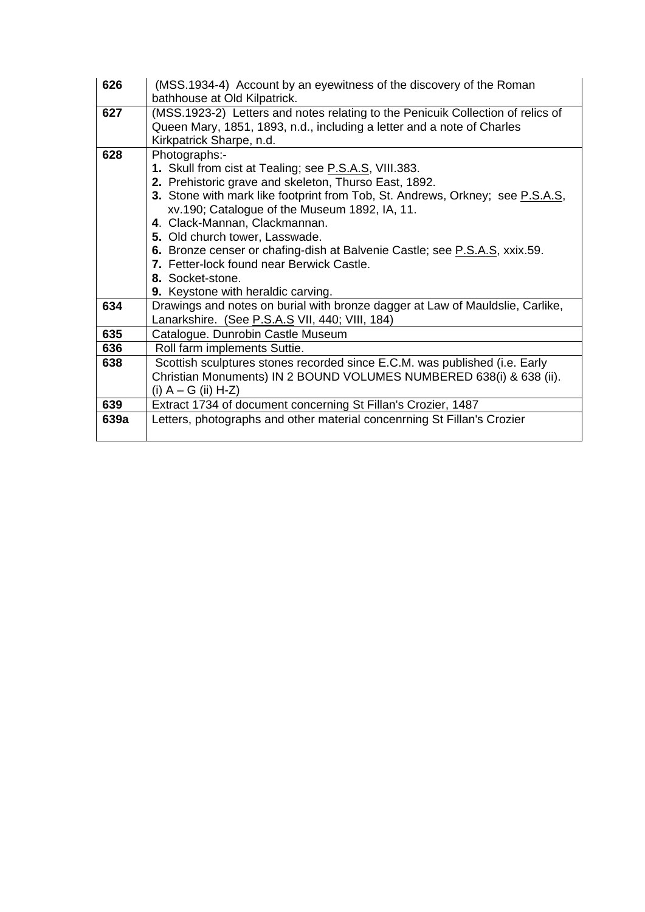| | |
|---|---|
| **626** | (MSS.1934-4) Account by an eyewitness of the discovery of the Roman bathhouse at Old Kilpatrick. |
| **627** | (MSS.1923-2) Letters and notes relating to the Penicuik Collection of relics of Queen Mary, 1851, 1893, n.d., including a letter and a note of Charles Kirkpatrick Sharpe, n.d. |
| **628** | Photographs:-<br>**1.** Skull from cist at Tealing; see P.S.A.S, VIII.383.<br>**2.** Prehistoric grave and skeleton, Thurso East, 1892.<br>**3.** Stone with mark like footprint from Tob, St. Andrews, Orkney; see P.S.A.S, xv.190; Catalogue of the Museum 1892, IA, 11.<br>**4**. Clack-Mannan, Clackmannan.<br>**5.** Old church tower, Lasswade.<br>**6.** Bronze censer or chafing-dish at Balvenie Castle; see P.S.A.S, xxix.59.<br>**7.** Fetter-lock found near Berwick Castle.<br>**8.** Socket-stone.<br>**9.** Keystone with heraldic carving. |
| **634** | Drawings and notes on burial with bronze dagger at Law of Mauldslie, Carlike, Lanarkshire. (See P.S.A.S VII, 440; VIII, 184) |
| **635** | Catalogue. Dunrobin Castle Museum |
| **636** | Roll farm implements Suttie. |
| **638** | Scottish sculptures stones recorded since E.C.M. was published (i.e. Early Christian Monuments) IN 2 BOUND VOLUMES NUMBERED 638(i) & 638 (ii). (i) A – G (ii) H-Z) |
| **639** | Extract 1734 of document concerning St Fillan's Crozier, 1487 |
| **639a** | Letters, photographs and other material concenrning St Fillan's Crozier |